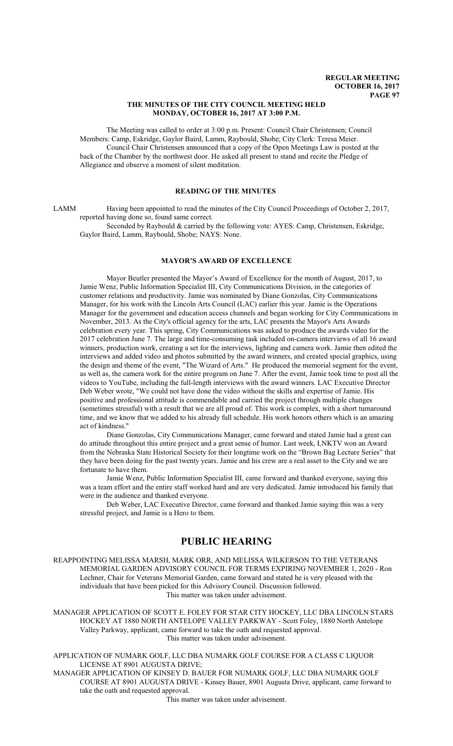## THE MINUTES OF THE CITY COUNCIL MEETING HELD MONDAY, OCTOBER 16, 2017 AT 3:00 P.M.

The Meeting was called to order at 3:00 p.m. Present: Council Chair Christensen; Council Members: Camp, Eskridge, Gaylor Baird, Lamm, Raybould, Shobe; City Clerk: Teresa Meier.

Council Chair Christensen announced that a copy of the Open Meetings Law is posted at the back of the Chamber by the northwest door. He asked all present to stand and recite the Pledge of Allegiance and observe a moment of silent meditation.

### READING OF THE MINUTES

LAMM Having been appointed to read the minutes of the City Council Proceedings of October 2, 2017, reported having done so, found same correct.

Seconded by Raybould & carried by the following vote: AYES: Camp, Christensen, Eskridge, Gaylor Baird, Lamm, Raybould, Shobe; NAYS: None.

### MAYOR'S AWARD OF EXCELLENCE

Mayor Beutler presented the Mayor's Award of Excellence for the month of August, 2017, to Jamie Wenz, Public Information Specialist III, City Communications Division, in the categories of customer relations and productivity. Jamie was nominated by Diane Gonzolas, City Communications Manager, for his work with the Lincoln Arts Council (LAC) earlier this year. Jamie is the Operations Manager for the government and education access channels and began working for City Communications in November, 2013. As the City's official agency for the arts, LAC presents the Mayor's Arts Awards celebration every year. This spring, City Communications was asked to produce the awards video for the 2017 celebration June 7. The large and time-consuming task included on-camera interviews of all 16 award winners, production work, creating a set for the interviews, lighting and camera work. Jamie then edited the interviews and added video and photos submitted by the award winners, and created special graphics, using the design and theme of the event, "The Wizard of Arts." He produced the memorial segment for the event, as well as, the camera work for the entire program on June 7. After the event, Jamie took time to post all the videos to YouTube, including the full-length interviews with the award winners. LAC Executive Director Deb Weber wrote, "We could not have done the video without the skills and expertise of Jamie. His positive and professional attitude is commendable and carried the project through multiple changes (sometimes stressful) with a result that we are all proud of. This work is complex, with a short turnaround time, and we know that we added to his already full schedule. His work honors others which is an amazing act of kindness."

Diane Gonzolas, City Communications Manager, came forward and stated Jamie had a great can do attitude throughout this entire project and a great sense of humor. Last week, LNKTV won an Award from the Nebraska State Historical Society for their longtime work on the "Brown Bag Lecture Series" that they have been doing for the past twenty years. Jamie and his crew are a real asset to the City and we are fortunate to have them.

Jamie Wenz, Public Information Specialist III, came forward and thanked everyone, saying this was a team effort and the entire staff worked hard and are very dedicated. Jamie introduced his family that were in the audience and thanked everyone.

Deb Weber, LAC Executive Director, came forward and thanked Jamie saying this was a very stressful project, and Jamie is a Hero to them.

# PUBLIC HEARING

REAPPOINTING MELISSA MARSH, MARK ORR, AND MELISSA WILKERSON TO THE VETERANS MEMORIAL GARDEN ADVISORY COUNCIL FOR TERMS EXPIRING NOVEMBER 1, 2020 - Ron Lechner, Chair for Veterans Memorial Garden, came forward and stated he is very pleased with the individuals that have been picked for this Advisory Council. Discussion followed.

This matter was taken under advisement.

MANAGER APPLICATION OF SCOTT E. FOLEY FOR STAR CITY HOCKEY, LLC DBA LINCOLN STARS HOCKEY AT 1880 NORTH ANTELOPE VALLEY PARKWAY - Scott Foley, 1880 North Antelope Valley Parkway, applicant, came forward to take the oath and requested approval.

This matter was taken under advisement.

APPLICATION OF NUMARK GOLF, LLC DBA NUMARK GOLF COURSE FOR A CLASS C LIQUOR LICENSE AT 8901 AUGUSTA DRIVE;

MANAGER APPLICATION OF KINSEY D. BAUER FOR NUMARK GOLF, LLC DBA NUMARK GOLF COURSE AT 8901 AUGUSTA DRIVE - Kinsey Bauer, 8901 Augusta Drive, applicant, came forward to take the oath and requested approval.

This matter was taken under advisement.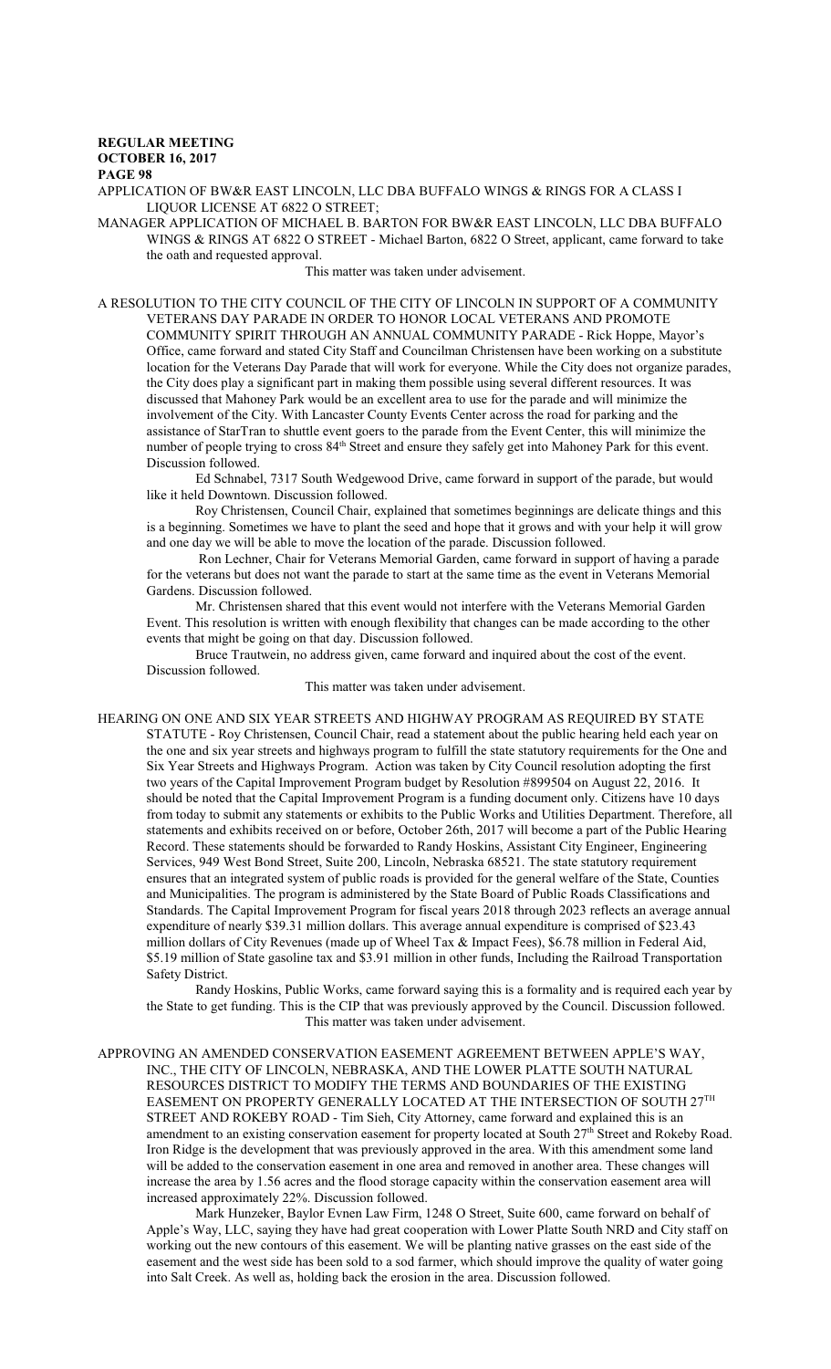APPLICATION OF BW&R EAST LINCOLN, LLC DBA BUFFALO WINGS & RINGS FOR A CLASS I LIQUOR LICENSE AT 6822 O STREET;

MANAGER APPLICATION OF MICHAEL B. BARTON FOR BW&R EAST LINCOLN, LLC DBA BUFFALO WINGS & RINGS AT 6822 O STREET - Michael Barton, 6822 O Street, applicant, came forward to take the oath and requested approval.

This matter was taken under advisement.

A RESOLUTION TO THE CITY COUNCIL OF THE CITY OF LINCOLN IN SUPPORT OF A COMMUNITY VETERANS DAY PARADE IN ORDER TO HONOR LOCAL VETERANS AND PROMOTE COMMUNITY SPIRIT THROUGH AN ANNUAL COMMUNITY PARADE - Rick Hoppe, Mayor's Office, came forward and stated City Staff and Councilman Christensen have been working on a substitute location for the Veterans Day Parade that will work for everyone. While the City does not organize parades, the City does play a significant part in making them possible using several different resources. It was discussed that Mahoney Park would be an excellent area to use for the parade and will minimize the involvement of the City. With Lancaster County Events Center across the road for parking and the assistance of StarTran to shuttle event goers to the parade from the Event Center, this will minimize the number of people trying to cross 84th Street and ensure they safely get into Mahoney Park for this event. Discussion followed.

Ed Schnabel, 7317 South Wedgewood Drive, came forward in support of the parade, but would like it held Downtown. Discussion followed.

Roy Christensen, Council Chair, explained that sometimes beginnings are delicate things and this is a beginning. Sometimes we have to plant the seed and hope that it grows and with your help it will grow and one day we will be able to move the location of the parade. Discussion followed.

Ron Lechner, Chair for Veterans Memorial Garden, came forward in support of having a parade for the veterans but does not want the parade to start at the same time as the event in Veterans Memorial Gardens. Discussion followed.

Mr. Christensen shared that this event would not interfere with the Veterans Memorial Garden Event. This resolution is written with enough flexibility that changes can be made according to the other events that might be going on that day. Discussion followed.

Bruce Trautwein, no address given, came forward and inquired about the cost of the event. Discussion followed.

This matter was taken under advisement.

HEARING ON ONE AND SIX YEAR STREETS AND HIGHWAY PROGRAM AS REQUIRED BY STATE STATUTE - Roy Christensen, Council Chair, read a statement about the public hearing held each year on the one and six year streets and highways program to fulfill the state statutory requirements for the One and Six Year Streets and Highways Program. Action was taken by City Council resolution adopting the first two years of the Capital Improvement Program budget by Resolution #899504 on August 22, 2016. It should be noted that the Capital Improvement Program is a funding document only. Citizens have 10 days from today to submit any statements or exhibits to the Public Works and Utilities Department. Therefore, all statements and exhibits received on or before, October 26th, 2017 will become a part of the Public Hearing Record. These statements should be forwarded to Randy Hoskins, Assistant City Engineer, Engineering Services, 949 West Bond Street, Suite 200, Lincoln, Nebraska 68521. The state statutory requirement ensures that an integrated system of public roads is provided for the general welfare of the State, Counties and Municipalities. The program is administered by the State Board of Public Roads Classifications and Standards. The Capital Improvement Program for fiscal years 2018 through 2023 reflects an average annual expenditure of nearly $39.31 million dollars. This average annual expenditure is comprised of $23.43 million dollars of City Revenues (made up of Wheel Tax & Impact Fees), $6.78 million in Federal Aid, $5.19 million of State gasoline tax and $3.91 million in other funds, Including the Railroad Transportation Safety District.

Randy Hoskins, Public Works, came forward saying this is a formality and is required each year by the State to get funding. This is the CIP that was previously approved by the Council. Discussion followed.

This matter was taken under advisement.

APPROVING AN AMENDED CONSERVATION EASEMENT AGREEMENT BETWEEN APPLE'S WAY, INC., THE CITY OF LINCOLN, NEBRASKA, AND THE LOWER PLATTE SOUTH NATURAL RESOURCES DISTRICT TO MODIFY THE TERMS AND BOUNDARIES OF THE EXISTING EASEMENT ON PROPERTY GENERALLY LOCATED AT THE INTERSECTION OF SOUTH 27TH STREET AND ROKEBY ROAD - Tim Sieh, City Attorney, came forward and explained this is an amendment to an existing conservation easement for property located at South 27th Street and Rokeby Road. Iron Ridge is the development that was previously approved in the area. With this amendment some land will be added to the conservation easement in one area and removed in another area. These changes will increase the area by 1.56 acres and the flood storage capacity within the conservation easement area will increased approximately 22%. Discussion followed.

Mark Hunzeker, Baylor Evnen Law Firm, 1248 O Street, Suite 600, came forward on behalf of Apple's Way, LLC, saying they have had great cooperation with Lower Platte South NRD and City staff on working out the new contours of this easement. We will be planting native grasses on the east side of the easement and the west side has been sold to a sod farmer, which should improve the quality of water going into Salt Creek. As well as, holding back the erosion in the area. Discussion followed.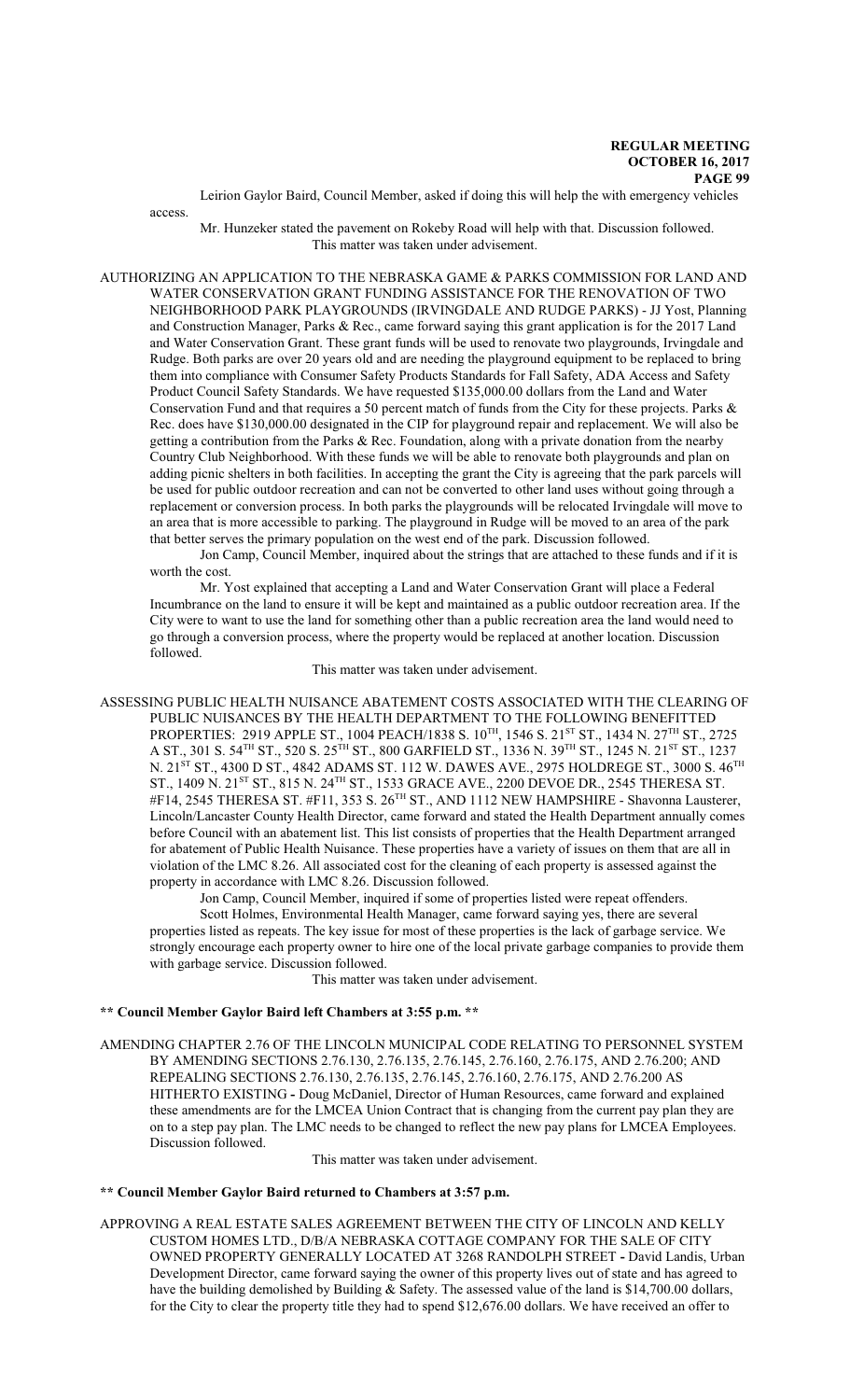Leirion Gaylor Baird, Council Member, asked if doing this will help the with emergency vehicles access.

Mr. Hunzeker stated the pavement on Rokeby Road will help with that. Discussion followed. This matter was taken under advisement.

AUTHORIZING AN APPLICATION TO THE NEBRASKA GAME & PARKS COMMISSION FOR LAND AND WATER CONSERVATION GRANT FUNDING ASSISTANCE FOR THE RENOVATION OF TWO NEIGHBORHOOD PARK PLAYGROUNDS (IRVINGDALE AND RUDGE PARKS) - JJ Yost, Planning and Construction Manager, Parks & Rec., came forward saying this grant application is for the 2017 Land and Water Conservation Grant. These grant funds will be used to renovate two playgrounds, Irvingdale and Rudge. Both parks are over 20 years old and are needing the playground equipment to be replaced to bring them into compliance with Consumer Safety Products Standards for Fall Safety, ADA Access and Safety Product Council Safety Standards. We have requested $135,000.00 dollars from the Land and Water Conservation Fund and that requires a 50 percent match of funds from the City for these projects. Parks & Rec. does have $130,000.00 designated in the CIP for playground repair and replacement. We will also be getting a contribution from the Parks & Rec. Foundation, along with a private donation from the nearby Country Club Neighborhood. With these funds we will be able to renovate both playgrounds and plan on adding picnic shelters in both facilities. In accepting the grant the City is agreeing that the park parcels will be used for public outdoor recreation and can not be converted to other land uses without going through a replacement or conversion process. In both parks the playgrounds will be relocated Irvingdale will move to an area that is more accessible to parking. The playground in Rudge will be moved to an area of the park that better serves the primary population on the west end of the park. Discussion followed.

Jon Camp, Council Member, inquired about the strings that are attached to these funds and if it is worth the cost.

Mr. Yost explained that accepting a Land and Water Conservation Grant will place a Federal Incumbrance on the land to ensure it will be kept and maintained as a public outdoor recreation area. If the City were to want to use the land for something other than a public recreation area the land would need to go through a conversion process, where the property would be replaced at another location. Discussion followed.

This matter was taken under advisement.

ASSESSING PUBLIC HEALTH NUISANCE ABATEMENT COSTS ASSOCIATED WITH THE CLEARING OF PUBLIC NUISANCES BY THE HEALTH DEPARTMENT TO THE FOLLOWING BENEFITTED PROPERTIES: 2919 APPLE ST., 1004 PEACH/1838 S. 10TH, 1546 S. 21ST ST., 1434 N. 27TH ST., 2725 A ST., 301 S. 54TH ST., 520 S. 25TH ST., 800 GARFIELD ST., 1336 N. 39TH ST., 1245 N. 21ST ST., 1237 N. 21ST ST., 4300 D ST., 4842 ADAMS ST. 112 W. DAWES AVE., 2975 HOLDREGE ST., 3000 S. 46TH ST., 1409 N. 21ST ST., 815 N. 24TH ST., 1533 GRACE AVE., 2200 DEVOE DR., 2545 THERESA ST. #F14, 2545 THERESA ST. #F11, 353 S. 26TH ST., AND 1112 NEW HAMPSHIRE - Shavonna Lausterer, Lincoln/Lancaster County Health Director, came forward and stated the Health Department annually comes before Council with an abatement list. This list consists of properties that the Health Department arranged for abatement of Public Health Nuisance. These properties have a variety of issues on them that are all in violation of the LMC 8.26. All associated cost for the cleaning of each property is assessed against the property in accordance with LMC 8.26. Discussion followed.

Jon Camp, Council Member, inquired if some of properties listed were repeat offenders.

Scott Holmes, Environmental Health Manager, came forward saying yes, there are several properties listed as repeats. The key issue for most of these properties is the lack of garbage service. We strongly encourage each property owner to hire one of the local private garbage companies to provide them with garbage service. Discussion followed.

This matter was taken under advisement.

**\*\* Council Member Gaylor Baird left Chambers at 3:55 p.m. \*\***

AMENDING CHAPTER 2.76 OF THE LINCOLN MUNICIPAL CODE RELATING TO PERSONNEL SYSTEM BY AMENDING SECTIONS 2.76.130, 2.76.135, 2.76.145, 2.76.160, 2.76.175, AND 2.76.200; AND REPEALING SECTIONS 2.76.130, 2.76.135, 2.76.145, 2.76.160, 2.76.175, AND 2.76.200 AS HITHERTO EXISTING **-** Doug McDaniel, Director of Human Resources, came forward and explained these amendments are for the LMCEA Union Contract that is changing from the current pay plan they are on to a step pay plan. The LMC needs to be changed to reflect the new pay plans for LMCEA Employees. Discussion followed.

This matter was taken under advisement.

**\*\* Council Member Gaylor Baird returned to Chambers at 3:57 p.m.**

APPROVING A REAL ESTATE SALES AGREEMENT BETWEEN THE CITY OF LINCOLN AND KELLY CUSTOM HOMES LTD., D/B/A NEBRASKA COTTAGE COMPANY FOR THE SALE OF CITY OWNED PROPERTY GENERALLY LOCATED AT 3268 RANDOLPH STREET **-** David Landis, Urban Development Director, came forward saying the owner of this property lives out of state and has agreed to have the building demolished by Building & Safety. The assessed value of the land is $14,700.00 dollars, for the City to clear the property title they had to spend $12,676.00 dollars. We have received an offer to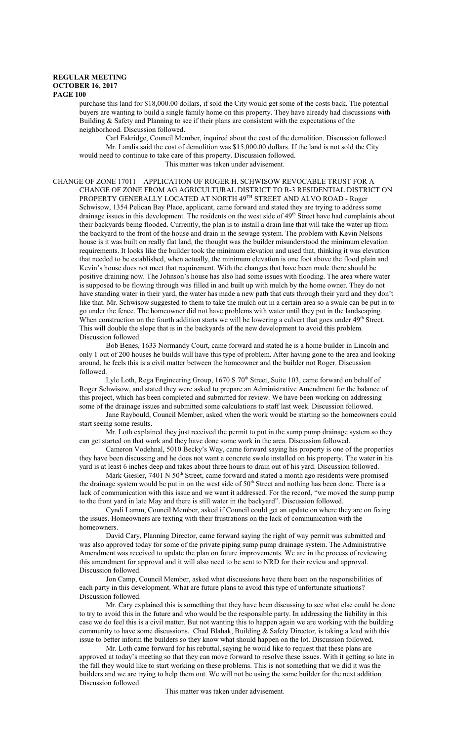purchase this land for $18,000.00 dollars, if sold the City would get some of the costs back. The potential buyers are wanting to build a single family home on this property. They have already had discussions with Building & Safety and Planning to see if their plans are consistent with the expectations of the neighborhood. Discussion followed.

Carl Eskridge, Council Member, inquired about the cost of the demolition. Discussion followed.

Mr. Landis said the cost of demolition was $15,000.00 dollars. If the land is not sold the City would need to continue to take care of this property. Discussion followed.

This matter was taken under advisement.

CHANGE OF ZONE 17011 – APPLICATION OF ROGER H. SCHWISOW REVOCABLE TRUST FOR A CHANGE OF ZONE FROM AG AGRICULTURAL DISTRICT TO R-3 RESIDENTIAL DISTRICT ON PROPERTY GENERALLY LOCATED AT NORTH 49TH STREET AND ALVO ROAD - Roger Schwisow, 1354 Pelican Bay Place, applicant, came forward and stated they are trying to address some drainage issues in this development. The residents on the west side of 49th Street have had complaints about their backyards being flooded. Currently, the plan is to install a drain line that will take the water up from the backyard to the front of the house and drain in the sewage system. The problem with Kevin Nelsons house is it was built on really flat land, the thought was the builder misunderstood the minimum elevation requirements. It looks like the builder took the minimum elevation and used that, thinking it was elevation that needed to be established, when actually, the minimum elevation is one foot above the flood plain and Kevin's house does not meet that requirement. With the changes that have been made there should be positive draining now. The Johnson's house has also had some issues with flooding. The area where water is supposed to be flowing through was filled in and built up with mulch by the home owner. They do not have standing water in their yard, the water has made a new path that cuts through their yard and they don't like that. Mr. Schwisow suggested to them to take the mulch out in a certain area so a swale can be put in to go under the fence. The homeowner did not have problems with water until they put in the landscaping. When construction on the fourth addition starts we will be lowering a culvert that goes under 49th Street. This will double the slope that is in the backyards of the new development to avoid this problem. Discussion followed.

Bob Benes, 1633 Normandy Court, came forward and stated he is a home builder in Lincoln and only 1 out of 200 houses he builds will have this type of problem. After having gone to the area and looking around, he feels this is a civil matter between the homeowner and the builder not Roger. Discussion followed.

Lyle Loth, Rega Engineering Group, 1670 S 70th Street, Suite 103, came forward on behalf of Roger Schwisow, and stated they were asked to prepare an Administrative Amendment for the balance of this project, which has been completed and submitted for review. We have been working on addressing some of the drainage issues and submitted some calculations to staff last week. Discussion followed.

Jane Raybould, Council Member, asked when the work would be starting so the homeowners could start seeing some results.

Mr. Loth explained they just received the permit to put in the sump pump drainage system so they can get started on that work and they have done some work in the area. Discussion followed.

Cameron Vodehnal, 5010 Becky's Way, came forward saying his property is one of the properties they have been discussing and he does not want a concrete swale installed on his property. The water in his yard is at least 6 inches deep and takes about three hours to drain out of his yard. Discussion followed.

Mark Giesler, 7401 N 50th Street, came forward and stated a month ago residents were promised the drainage system would be put in on the west side of 50th Street and nothing has been done. There is a lack of communication with this issue and we want it addressed. For the record, "we moved the sump pump to the front yard in late May and there is still water in the backyard". Discussion followed.

Cyndi Lamm, Council Member, asked if Council could get an update on where they are on fixing the issues. Homeowners are texting with their frustrations on the lack of communication with the homeowners.

David Cary, Planning Director, came forward saying the right of way permit was submitted and was also approved today for some of the private piping sump pump drainage system. The Administrative Amendment was received to update the plan on future improvements. We are in the process of reviewing this amendment for approval and it will also need to be sent to NRD for their review and approval. Discussion followed.

Jon Camp, Council Member, asked what discussions have there been on the responsibilities of each party in this development. What are future plans to avoid this type of unfortunate situations? Discussion followed.

Mr. Cary explained this is something that they have been discussing to see what else could be done to try to avoid this in the future and who would be the responsible party. In addressing the liability in this case we do feel this is a civil matter. But not wanting this to happen again we are working with the building community to have some discussions. Chad Blahak, Building & Safety Director, is taking a lead with this issue to better inform the builders so they know what should happen on the lot. Discussion followed.

Mr. Loth came forward for his rebuttal, saying he would like to request that these plans are approved at today's meeting so that they can move forward to resolve these issues. With it getting so late in the fall they would like to start working on these problems. This is not something that we did it was the builders and we are trying to help them out. We will not be using the same builder for the next addition. Discussion followed.

This matter was taken under advisement.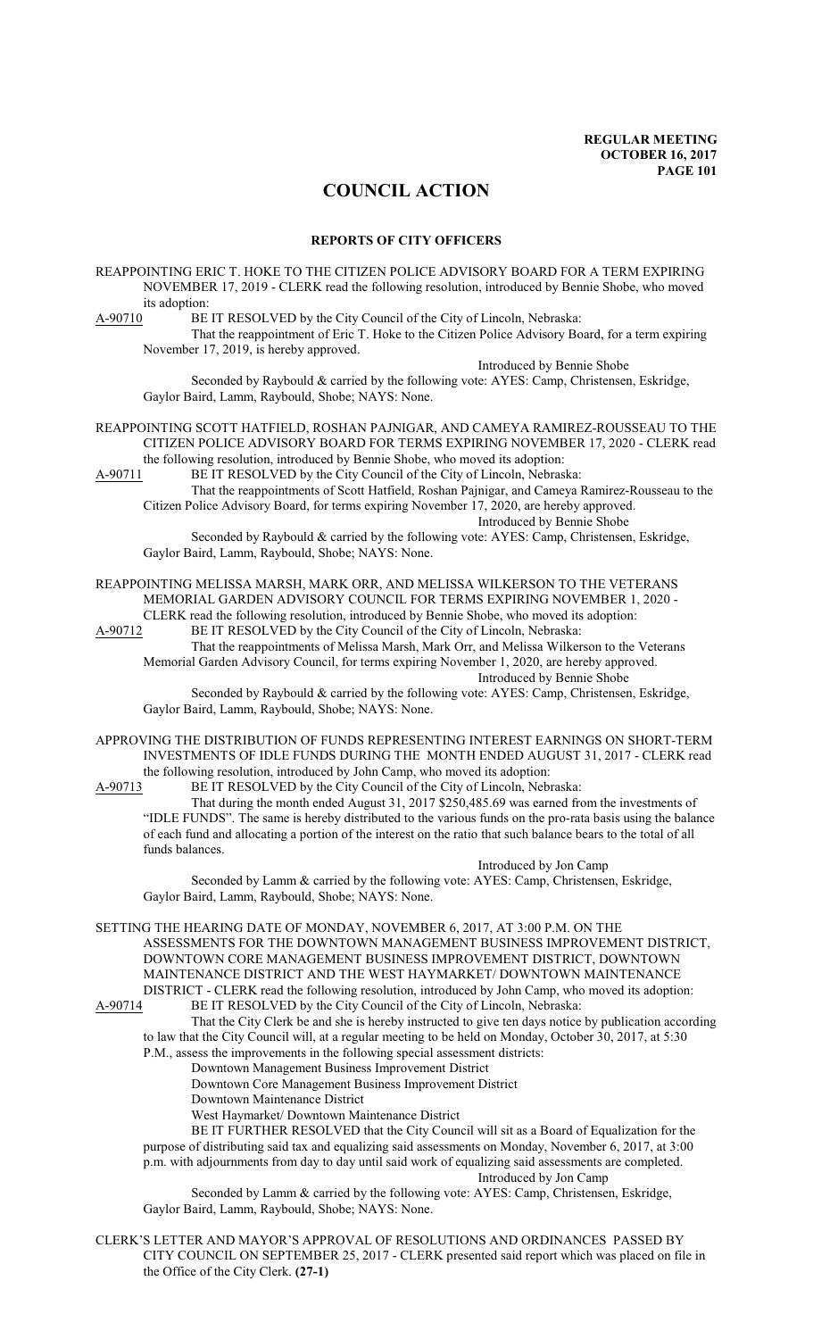# COUNCIL ACTION

## REPORTS OF CITY OFFICERS

REAPPOINTING ERIC T. HOKE TO THE CITIZEN POLICE ADVISORY BOARD FOR A TERM EXPIRING NOVEMBER 17, 2019 - CLERK read the following resolution, introduced by Bennie Shobe, who moved its adoption:

A-90710 BE IT RESOLVED by the City Council of the City of Lincoln, Nebraska:

That the reappointment of Eric T. Hoke to the Citizen Police Advisory Board, for a term expiring November 17, 2019, is hereby approved.

Introduced by Bennie Shobe

Seconded by Raybould & carried by the following vote: AYES: Camp, Christensen, Eskridge, Gaylor Baird, Lamm, Raybould, Shobe; NAYS: None.

REAPPOINTING SCOTT HATFIELD, ROSHAN PAJNIGAR, AND CAMEYA RAMIREZ-ROUSSEAU TO THE CITIZEN POLICE ADVISORY BOARD FOR TERMS EXPIRING NOVEMBER 17, 2020 - CLERK read the following resolution, introduced by Bennie Shobe, who moved its adoption:

A-90711 BE IT RESOLVED by the City Council of the City of Lincoln, Nebraska:

That the reappointments of Scott Hatfield, Roshan Pajnigar, and Cameya Ramirez-Rousseau to the Citizen Police Advisory Board, for terms expiring November 17, 2020, are hereby approved.

Introduced by Bennie Shobe

Seconded by Raybould & carried by the following vote: AYES: Camp, Christensen, Eskridge, Gaylor Baird, Lamm, Raybould, Shobe; NAYS: None.

REAPPOINTING MELISSA MARSH, MARK ORR, AND MELISSA WILKERSON TO THE VETERANS MEMORIAL GARDEN ADVISORY COUNCIL FOR TERMS EXPIRING NOVEMBER 1, 2020 - CLERK read the following resolution, introduced by Bennie Shobe, who moved its adoption:

A-90712 BE IT RESOLVED by the City Council of the City of Lincoln, Nebraska:

That the reappointments of Melissa Marsh, Mark Orr, and Melissa Wilkerson to the Veterans Memorial Garden Advisory Council, for terms expiring November 1, 2020, are hereby approved.

Introduced by Bennie Shobe

Seconded by Raybould & carried by the following vote: AYES: Camp, Christensen, Eskridge, Gaylor Baird, Lamm, Raybould, Shobe; NAYS: None.

APPROVING THE DISTRIBUTION OF FUNDS REPRESENTING INTEREST EARNINGS ON SHORT-TERM INVESTMENTS OF IDLE FUNDS DURING THE MONTH ENDED AUGUST 31, 2017 - CLERK read the following resolution, introduced by John Camp, who moved its adoption:

A-90713 BE IT RESOLVED by the City Council of the City of Lincoln, Nebraska:

That during the month ended August 31, 2017 $250,485.69 was earned from the investments of "IDLE FUNDS". The same is hereby distributed to the various funds on the pro-rata basis using the balance of each fund and allocating a portion of the interest on the ratio that such balance bears to the total of all funds balances.

Introduced by Jon Camp

Seconded by Lamm & carried by the following vote: AYES: Camp, Christensen, Eskridge, Gaylor Baird, Lamm, Raybould, Shobe; NAYS: None.

SETTING THE HEARING DATE OF MONDAY, NOVEMBER 6, 2017, AT 3:00 P.M. ON THE ASSESSMENTS FOR THE DOWNTOWN MANAGEMENT BUSINESS IMPROVEMENT DISTRICT, DOWNTOWN CORE MANAGEMENT BUSINESS IMPROVEMENT DISTRICT, DOWNTOWN MAINTENANCE DISTRICT AND THE WEST HAYMARKET/ DOWNTOWN MAINTENANCE DISTRICT - CLERK read the following resolution, introduced by John Camp, who moved its adoption:

A-90714 BE IT RESOLVED by the City Council of the City of Lincoln, Nebraska:

That the City Clerk be and she is hereby instructed to give ten days notice by publication according to law that the City Council will, at a regular meeting to be held on Monday, October 30, 2017, at 5:30 P.M., assess the improvements in the following special assessment districts:

Downtown Management Business Improvement District

Downtown Core Management Business Improvement District

Downtown Maintenance District

West Haymarket/ Downtown Maintenance District

BE IT FURTHER RESOLVED that the City Council will sit as a Board of Equalization for the purpose of distributing said tax and equalizing said assessments on Monday, November 6, 2017, at 3:00 p.m. with adjournments from day to day until said work of equalizing said assessments are completed.

Introduced by Jon Camp

Seconded by Lamm & carried by the following vote: AYES: Camp, Christensen, Eskridge, Gaylor Baird, Lamm, Raybould, Shobe; NAYS: None.

CLERK'S LETTER AND MAYOR'S APPROVAL OF RESOLUTIONS AND ORDINANCES PASSED BY CITY COUNCIL ON SEPTEMBER 25, 2017 - CLERK presented said report which was placed on file in the Office of the City Clerk. **(27-1)**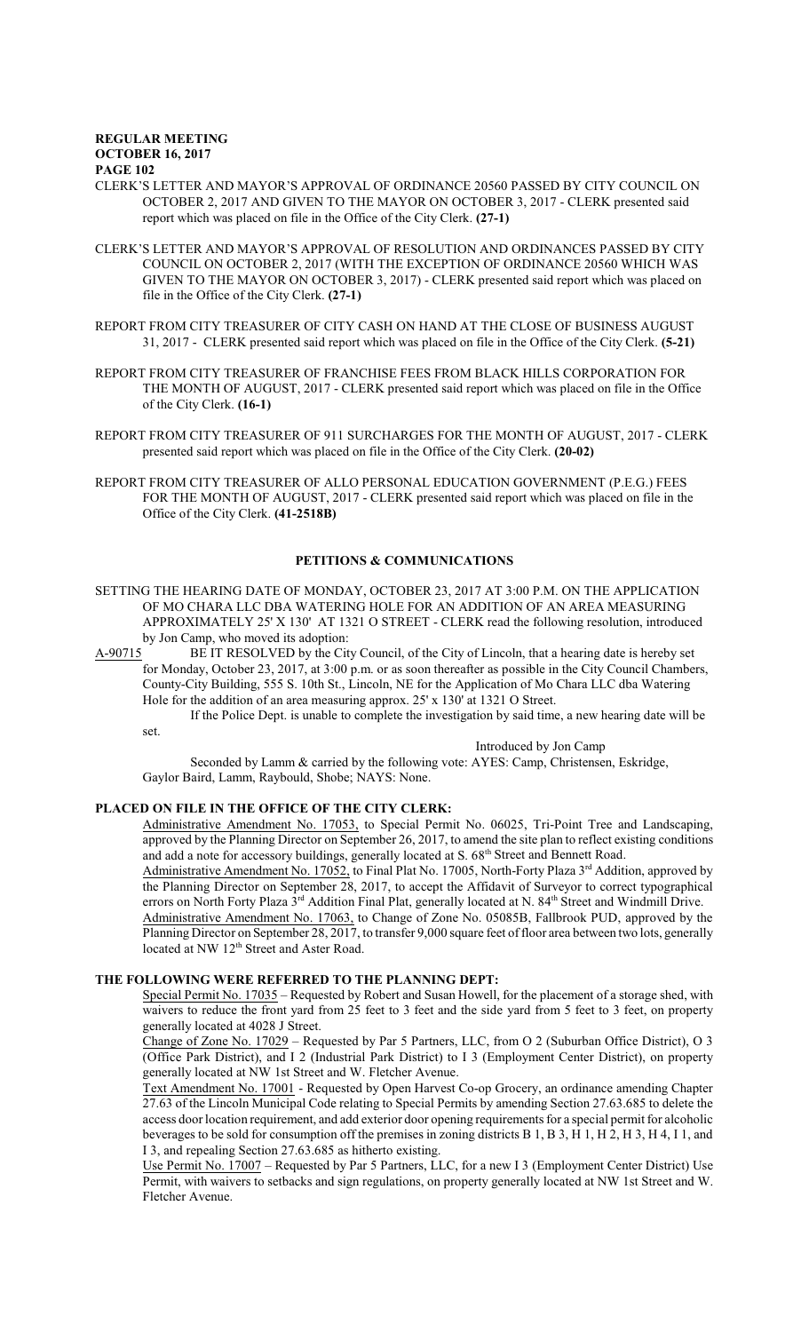CLERK'S LETTER AND MAYOR'S APPROVAL OF ORDINANCE 20560 PASSED BY CITY COUNCIL ON OCTOBER 2, 2017 AND GIVEN TO THE MAYOR ON OCTOBER 3, 2017 - CLERK presented said report which was placed on file in the Office of the City Clerk. **(27-1)**

CLERK'S LETTER AND MAYOR'S APPROVAL OF RESOLUTION AND ORDINANCES PASSED BY CITY COUNCIL ON OCTOBER 2, 2017 (WITH THE EXCEPTION OF ORDINANCE 20560 WHICH WAS GIVEN TO THE MAYOR ON OCTOBER 3, 2017) - CLERK presented said report which was placed on file in the Office of the City Clerk. **(27-1)**

REPORT FROM CITY TREASURER OF CITY CASH ON HAND AT THE CLOSE OF BUSINESS AUGUST 31, 2017 - CLERK presented said report which was placed on file in the Office of the City Clerk. **(5-21)**

REPORT FROM CITY TREASURER OF FRANCHISE FEES FROM BLACK HILLS CORPORATION FOR THE MONTH OF AUGUST, 2017 - CLERK presented said report which was placed on file in the Office of the City Clerk. **(16-1)**

REPORT FROM CITY TREASURER OF 911 SURCHARGES FOR THE MONTH OF AUGUST, 2017 - CLERK presented said report which was placed on file in the Office of the City Clerk. **(20-02)**

REPORT FROM CITY TREASURER OF ALLO PERSONAL EDUCATION GOVERNMENT (P.E.G.) FEES FOR THE MONTH OF AUGUST, 2017 - CLERK presented said report which was placed on file in the Office of the City Clerk. **(41-2518B)**

## PETITIONS & COMMUNICATIONS

SETTING THE HEARING DATE OF MONDAY, OCTOBER 23, 2017 AT 3:00 P.M. ON THE APPLICATION OF MO CHARA LLC DBA WATERING HOLE FOR AN ADDITION OF AN AREA MEASURING APPROXIMATELY 25' X 130' AT 1321 O STREET - CLERK read the following resolution, introduced by Jon Camp, who moved its adoption:

A-90715 BE IT RESOLVED by the City Council, of the City of Lincoln, that a hearing date is hereby set for Monday, October 23, 2017, at 3:00 p.m. or as soon thereafter as possible in the City Council Chambers, County-City Building, 555 S. 10th St., Lincoln, NE for the Application of Mo Chara LLC dba Watering Hole for the addition of an area measuring approx. 25' x 130' at 1321 O Street.

If the Police Dept. is unable to complete the investigation by said time, a new hearing date will be set.

Introduced by Jon Camp

Seconded by Lamm & carried by the following vote: AYES: Camp, Christensen, Eskridge, Gaylor Baird, Lamm, Raybould, Shobe; NAYS: None.

**PLACED ON FILE IN THE OFFICE OF THE CITY CLERK:**

Administrative Amendment No. 17053, to Special Permit No. 06025, Tri-Point Tree and Landscaping, approved by the Planning Director on September 26, 2017, to amend the site plan to reflect existing conditions and add a note for accessory buildings, generally located at S. 68th Street and Bennett Road.

Administrative Amendment No. 17052, to Final Plat No. 17005, North-Forty Plaza 3rd Addition, approved by the Planning Director on September 28, 2017, to accept the Affidavit of Surveyor to correct typographical errors on North Forty Plaza 3rd Addition Final Plat, generally located at N. 84th Street and Windmill Drive.

Administrative Amendment No. 17063, to Change of Zone No. 05085B, Fallbrook PUD, approved by the Planning Director on September 28, 2017, to transfer 9,000 square feet of floor area between two lots, generally located at NW 12th Street and Aster Road.

**THE FOLLOWING WERE REFERRED TO THE PLANNING DEPT.:**

Special Permit No. 17035 – Requested by Robert and Susan Howell, for the placement of a storage shed, with waivers to reduce the front yard from 25 feet to 3 feet and the side yard from 5 feet to 3 feet, on property generally located at 4028 J Street.

Change of Zone No. 17029 – Requested by Par 5 Partners, LLC, from O 2 (Suburban Office District), O 3 (Office Park District), and I 2 (Industrial Park District) to I 3 (Employment Center District), on property generally located at NW 1st Street and W. Fletcher Avenue.

Text Amendment No. 17001 - Requested by Open Harvest Co-op Grocery, an ordinance amending Chapter 27.63 of the Lincoln Municipal Code relating to Special Permits by amending Section 27.63.685 to delete the access door location requirement, and add exterior door opening requirements for a special permit for alcoholic beverages to be sold for consumption off the premises in zoning districts B 1, B 3, H 1, H 2, H 3, H 4, I 1, and I 3, and repealing Section 27.63.685 as hitherto existing.

Use Permit No. 17007 – Requested by Par 5 Partners, LLC, for a new I 3 (Employment Center District) Use Permit, with waivers to setbacks and sign regulations, on property generally located at NW 1st Street and W. Fletcher Avenue.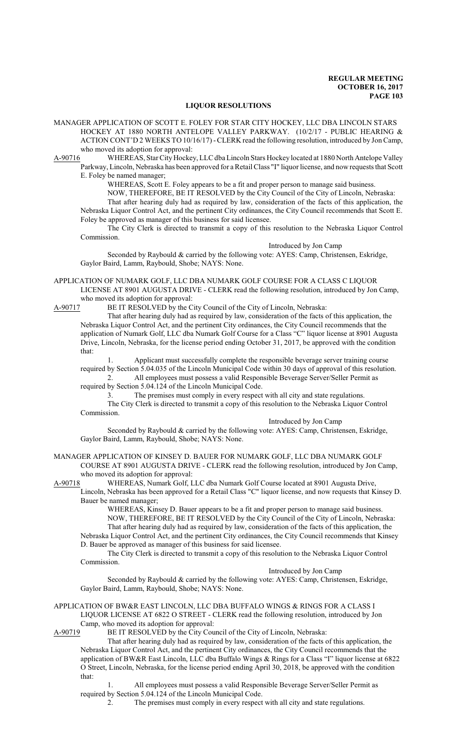## LIQUOR RESOLUTIONS

MANAGER APPLICATION OF SCOTT E. FOLEY FOR STAR CITY HOCKEY, LLC DBA LINCOLN STARS HOCKEY AT 1880 NORTH ANTELOPE VALLEY PARKWAY. (10/2/17 - PUBLIC HEARING & ACTION CONT'D 2 WEEKS TO 10/16/17) - CLERK read the following resolution, introduced by Jon Camp, who moved its adoption for approval:

A-90716 WHEREAS, Star City Hockey, LLC dba Lincoln Stars Hockey located at 1880 North Antelope Valley Parkway, Lincoln, Nebraska has been approved for a Retail Class "I" liquor license, and now requests that Scott E. Foley be named manager;

WHEREAS, Scott E. Foley appears to be a fit and proper person to manage said business.

NOW, THEREFORE, BE IT RESOLVED by the City Council of the City of Lincoln, Nebraska:

That after hearing duly had as required by law, consideration of the facts of this application, the Nebraska Liquor Control Act, and the pertinent City ordinances, the City Council recommends that Scott E. Foley be approved as manager of this business for said licensee.

The City Clerk is directed to transmit a copy of this resolution to the Nebraska Liquor Control Commission.

Introduced by Jon Camp

Seconded by Raybould & carried by the following vote: AYES: Camp, Christensen, Eskridge, Gaylor Baird, Lamm, Raybould, Shobe; NAYS: None.

APPLICATION OF NUMARK GOLF, LLC DBA NUMARK GOLF COURSE FOR A CLASS C LIQUOR LICENSE AT 8901 AUGUSTA DRIVE - CLERK read the following resolution, introduced by Jon Camp, who moved its adoption for approval:

A-90717 BE IT RESOLVED by the City Council of the City of Lincoln, Nebraska:

That after hearing duly had as required by law, consideration of the facts of this application, the Nebraska Liquor Control Act, and the pertinent City ordinances, the City Council recommends that the application of Numark Golf, LLC dba Numark Golf Course for a Class "C" liquor license at 8901 Augusta Drive, Lincoln, Nebraska, for the license period ending October 31, 2017, be approved with the condition that:

1. Applicant must successfully complete the responsible beverage server training course required by Section 5.04.035 of the Lincoln Municipal Code within 30 days of approval of this resolution.
2. All employees must possess a valid Responsible Beverage Server/Seller Permit as required by Section 5.04.124 of the Lincoln Municipal Code.
3. The premises must comply in every respect with all city and state regulations.

The City Clerk is directed to transmit a copy of this resolution to the Nebraska Liquor Control Commission.

Introduced by Jon Camp

Seconded by Raybould & carried by the following vote: AYES: Camp, Christensen, Eskridge, Gaylor Baird, Lamm, Raybould, Shobe; NAYS: None.

MANAGER APPLICATION OF KINSEY D. BAUER FOR NUMARK GOLF, LLC DBA NUMARK GOLF COURSE AT 8901 AUGUSTA DRIVE - CLERK read the following resolution, introduced by Jon Camp, who moved its adoption for approval:

A-90718 WHEREAS, Numark Golf, LLC dba Numark Golf Course located at 8901 Augusta Drive, Lincoln, Nebraska has been approved for a Retail Class "C" liquor license, and now requests that Kinsey D. Bauer be named manager;

WHEREAS, Kinsey D. Bauer appears to be a fit and proper person to manage said business.

NOW, THEREFORE, BE IT RESOLVED by the City Council of the City of Lincoln, Nebraska:

That after hearing duly had as required by law, consideration of the facts of this application, the Nebraska Liquor Control Act, and the pertinent City ordinances, the City Council recommends that Kinsey D. Bauer be approved as manager of this business for said licensee.

The City Clerk is directed to transmit a copy of this resolution to the Nebraska Liquor Control Commission.

Introduced by Jon Camp

Seconded by Raybould & carried by the following vote: AYES: Camp, Christensen, Eskridge, Gaylor Baird, Lamm, Raybould, Shobe; NAYS: None.

APPLICATION OF BW&R EAST LINCOLN, LLC DBA BUFFALO WINGS & RINGS FOR A CLASS I LIQUOR LICENSE AT 6822 O STREET - CLERK read the following resolution, introduced by Jon Camp, who moved its adoption for approval:

A-90719 BE IT RESOLVED by the City Council of the City of Lincoln, Nebraska:

That after hearing duly had as required by law, consideration of the facts of this application, the Nebraska Liquor Control Act, and the pertinent City ordinances, the City Council recommends that the application of BW&R East Lincoln, LLC dba Buffalo Wings & Rings for a Class "I" liquor license at 6822 O Street, Lincoln, Nebraska, for the license period ending April 30, 2018, be approved with the condition that:

1. All employees must possess a valid Responsible Beverage Server/Seller Permit as required by Section 5.04.124 of the Lincoln Municipal Code.
2. The premises must comply in every respect with all city and state regulations.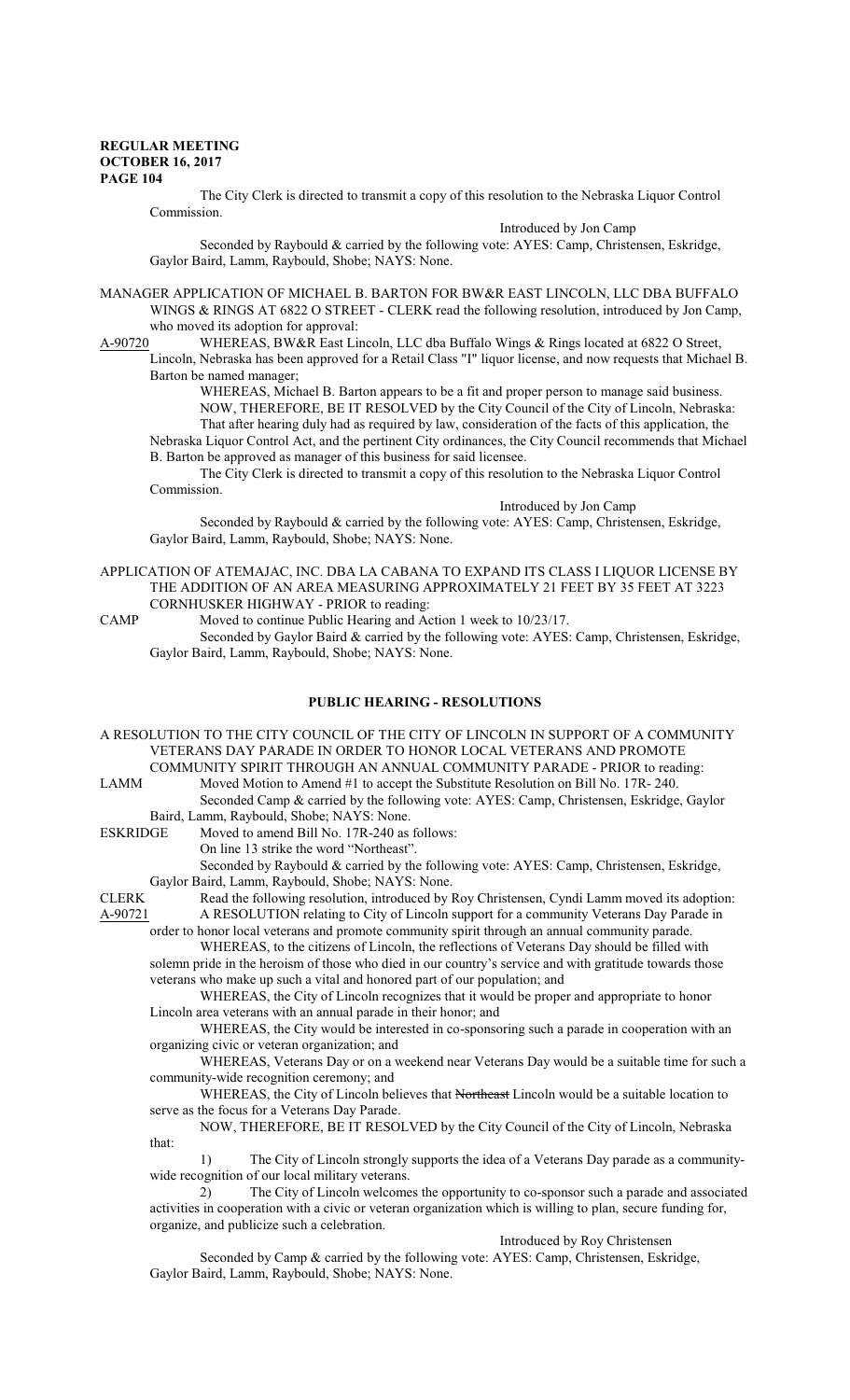The City Clerk is directed to transmit a copy of this resolution to the Nebraska Liquor Control Commission.

Introduced by Jon Camp

Seconded by Raybould & carried by the following vote: AYES: Camp, Christensen, Eskridge, Gaylor Baird, Lamm, Raybould, Shobe; NAYS: None.

MANAGER APPLICATION OF MICHAEL B. BARTON FOR BW&R EAST LINCOLN, LLC DBA BUFFALO WINGS & RINGS AT 6822 O STREET - CLERK read the following resolution, introduced by Jon Camp, who moved its adoption for approval:

A-90720 WHEREAS, BW&R East Lincoln, LLC dba Buffalo Wings & Rings located at 6822 O Street, Lincoln, Nebraska has been approved for a Retail Class "I" liquor license, and now requests that Michael B. Barton be named manager;

WHEREAS, Michael B. Barton appears to be a fit and proper person to manage said business.

NOW, THEREFORE, BE IT RESOLVED by the City Council of the City of Lincoln, Nebraska:

That after hearing duly had as required by law, consideration of the facts of this application, the Nebraska Liquor Control Act, and the pertinent City ordinances, the City Council recommends that Michael B. Barton be approved as manager of this business for said licensee.

The City Clerk is directed to transmit a copy of this resolution to the Nebraska Liquor Control Commission.

Introduced by Jon Camp

Seconded by Raybould & carried by the following vote: AYES: Camp, Christensen, Eskridge, Gaylor Baird, Lamm, Raybould, Shobe; NAYS: None.

APPLICATION OF ATEMAJAC, INC. DBA LA CABANA TO EXPAND ITS CLASS I LIQUOR LICENSE BY THE ADDITION OF AN AREA MEASURING APPROXIMATELY 21 FEET BY 35 FEET AT 3223 CORNHUSKER HIGHWAY - PRIOR to reading:

CAMP Moved to continue Public Hearing and Action 1 week to 10/23/17.

Seconded by Gaylor Baird & carried by the following vote: AYES: Camp, Christensen, Eskridge, Gaylor Baird, Lamm, Raybould, Shobe; NAYS: None.

## PUBLIC HEARING - RESOLUTIONS

A RESOLUTION TO THE CITY COUNCIL OF THE CITY OF LINCOLN IN SUPPORT OF A COMMUNITY VETERANS DAY PARADE IN ORDER TO HONOR LOCAL VETERANS AND PROMOTE COMMUNITY SPIRIT THROUGH AN ANNUAL COMMUNITY PARADE - PRIOR to reading:

LAMM Moved Motion to Amend #1 to accept the Substitute Resolution on Bill No. 17R- 240.

Seconded Camp & carried by the following vote: AYES: Camp, Christensen, Eskridge, Gaylor Baird, Lamm, Raybould, Shobe; NAYS: None.

ESKRIDGE Moved to amend Bill No. 17R-240 as follows:

On line 13 strike the word "Northeast".

Seconded by Raybould & carried by the following vote: AYES: Camp, Christensen, Eskridge, Gaylor Baird, Lamm, Raybould, Shobe; NAYS: None.

CLERK Read the following resolution, introduced by Roy Christensen, Cyndi Lamm moved its adoption:

A-90721 A RESOLUTION relating to City of Lincoln support for a community Veterans Day Parade in order to honor local veterans and promote community spirit through an annual community parade.

WHEREAS, to the citizens of Lincoln, the reflections of Veterans Day should be filled with solemn pride in the heroism of those who died in our country's service and with gratitude towards those veterans who make up such a vital and honored part of our population; and

WHEREAS, the City of Lincoln recognizes that it would be proper and appropriate to honor Lincoln area veterans with an annual parade in their honor; and

WHEREAS, the City would be interested in co-sponsoring such a parade in cooperation with an organizing civic or veteran organization; and

WHEREAS, Veterans Day or on a weekend near Veterans Day would be a suitable time for such a community-wide recognition ceremony; and

WHEREAS, the City of Lincoln believes that ~~Northeast~~ Lincoln would be a suitable location to serve as the focus for a Veterans Day Parade.

NOW, THEREFORE, BE IT RESOLVED by the City Council of the City of Lincoln, Nebraska that:

1) The City of Lincoln strongly supports the idea of a Veterans Day parade as a community-wide recognition of our local military veterans.

2) The City of Lincoln welcomes the opportunity to co-sponsor such a parade and associated activities in cooperation with a civic or veteran organization which is willing to plan, secure funding for, organize, and publicize such a celebration.

Introduced by Roy Christensen

Seconded by Camp & carried by the following vote: AYES: Camp, Christensen, Eskridge, Gaylor Baird, Lamm, Raybould, Shobe; NAYS: None.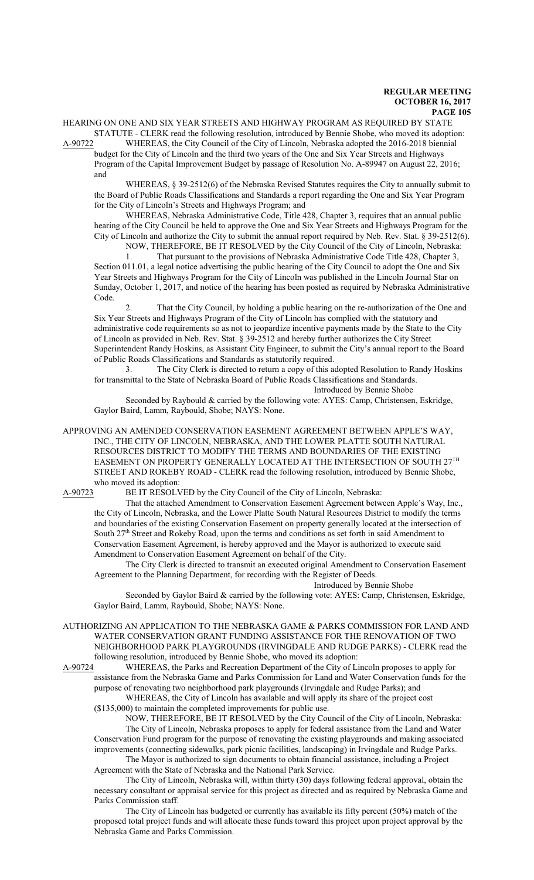HEARING ON ONE AND SIX YEAR STREETS AND HIGHWAY PROGRAM AS REQUIRED BY STATE STATUTE - CLERK read the following resolution, introduced by Bennie Shobe, who moved its adoption:

A-90722 WHEREAS, the City Council of the City of Lincoln, Nebraska adopted the 2016-2018 biennial budget for the City of Lincoln and the third two years of the One and Six Year Streets and Highways Program of the Capital Improvement Budget by passage of Resolution No. A-89947 on August 22, 2016; and

WHEREAS, § 39-2512(6) of the Nebraska Revised Statutes requires the City to annually submit to the Board of Public Roads Classifications and Standards a report regarding the One and Six Year Program for the City of Lincoln's Streets and Highways Program; and

WHEREAS, Nebraska Administrative Code, Title 428, Chapter 3, requires that an annual public hearing of the City Council be held to approve the One and Six Year Streets and Highways Program for the City of Lincoln and authorize the City to submit the annual report required by Neb. Rev. Stat. § 39-2512(6).

NOW, THEREFORE, BE IT RESOLVED by the City Council of the City of Lincoln, Nebraska:

1. That pursuant to the provisions of Nebraska Administrative Code Title 428, Chapter 3, Section 011.01, a legal notice advertising the public hearing of the City Council to adopt the One and Six Year Streets and Highways Program for the City of Lincoln was published in the Lincoln Journal Star on Sunday, October 1, 2017, and notice of the hearing has been posted as required by Nebraska Administrative Code.

2. That the City Council, by holding a public hearing on the re-authorization of the One and Six Year Streets and Highways Program of the City of Lincoln has complied with the statutory and administrative code requirements so as not to jeopardize incentive payments made by the State to the City of Lincoln as provided in Neb. Rev. Stat. § 39-2512 and hereby further authorizes the City Street Superintendent Randy Hoskins, as Assistant City Engineer, to submit the City's annual report to the Board of Public Roads Classifications and Standards as statutorily required.

3. The City Clerk is directed to return a copy of this adopted Resolution to Randy Hoskins for transmittal to the State of Nebraska Board of Public Roads Classifications and Standards.

Introduced by Bennie Shobe

Seconded by Raybould & carried by the following vote: AYES: Camp, Christensen, Eskridge, Gaylor Baird, Lamm, Raybould, Shobe; NAYS: None.

APPROVING AN AMENDED CONSERVATION EASEMENT AGREEMENT BETWEEN APPLE'S WAY, INC., THE CITY OF LINCOLN, NEBRASKA, AND THE LOWER PLATTE SOUTH NATURAL RESOURCES DISTRICT TO MODIFY THE TERMS AND BOUNDARIES OF THE EXISTING EASEMENT ON PROPERTY GENERALLY LOCATED AT THE INTERSECTION OF SOUTH 27TH STREET AND ROKEBY ROAD - CLERK read the following resolution, introduced by Bennie Shobe, who moved its adoption:

A-90723 BE IT RESOLVED by the City Council of the City of Lincoln, Nebraska:

That the attached Amendment to Conservation Easement Agreement between Apple's Way, Inc., the City of Lincoln, Nebraska, and the Lower Platte South Natural Resources District to modify the terms and boundaries of the existing Conservation Easement on property generally located at the intersection of South 27th Street and Rokeby Road, upon the terms and conditions as set forth in said Amendment to Conservation Easement Agreement, is hereby approved and the Mayor is authorized to execute said Amendment to Conservation Easement Agreement on behalf of the City.

The City Clerk is directed to transmit an executed original Amendment to Conservation Easement Agreement to the Planning Department, for recording with the Register of Deeds.

Introduced by Bennie Shobe

Seconded by Gaylor Baird & carried by the following vote: AYES: Camp, Christensen, Eskridge, Gaylor Baird, Lamm, Raybould, Shobe; NAYS: None.

AUTHORIZING AN APPLICATION TO THE NEBRASKA GAME & PARKS COMMISSION FOR LAND AND WATER CONSERVATION GRANT FUNDING ASSISTANCE FOR THE RENOVATION OF TWO NEIGHBORHOOD PARK PLAYGROUNDS (IRVINGDALE AND RUDGE PARKS) - CLERK read the following resolution, introduced by Bennie Shobe, who moved its adoption:

A-90724 WHEREAS, the Parks and Recreation Department of the City of Lincoln proposes to apply for assistance from the Nebraska Game and Parks Commission for Land and Water Conservation funds for the purpose of renovating two neighborhood park playgrounds (Irvingdale and Rudge Parks); and

WHEREAS, the City of Lincoln has available and will apply its share of the project cost ($135,000) to maintain the completed improvements for public use.

NOW, THEREFORE, BE IT RESOLVED by the City Council of the City of Lincoln, Nebraska:

The City of Lincoln, Nebraska proposes to apply for federal assistance from the Land and Water Conservation Fund program for the purpose of renovating the existing playgrounds and making associated improvements (connecting sidewalks, park picnic facilities, landscaping) in Irvingdale and Rudge Parks.

The Mayor is authorized to sign documents to obtain financial assistance, including a Project Agreement with the State of Nebraska and the National Park Service.

The City of Lincoln, Nebraska will, within thirty (30) days following federal approval, obtain the necessary consultant or appraisal service for this project as directed and as required by Nebraska Game and Parks Commission staff.

The City of Lincoln has budgeted or currently has available its fifty percent (50%) match of the proposed total project funds and will allocate these funds toward this project upon project approval by the Nebraska Game and Parks Commission.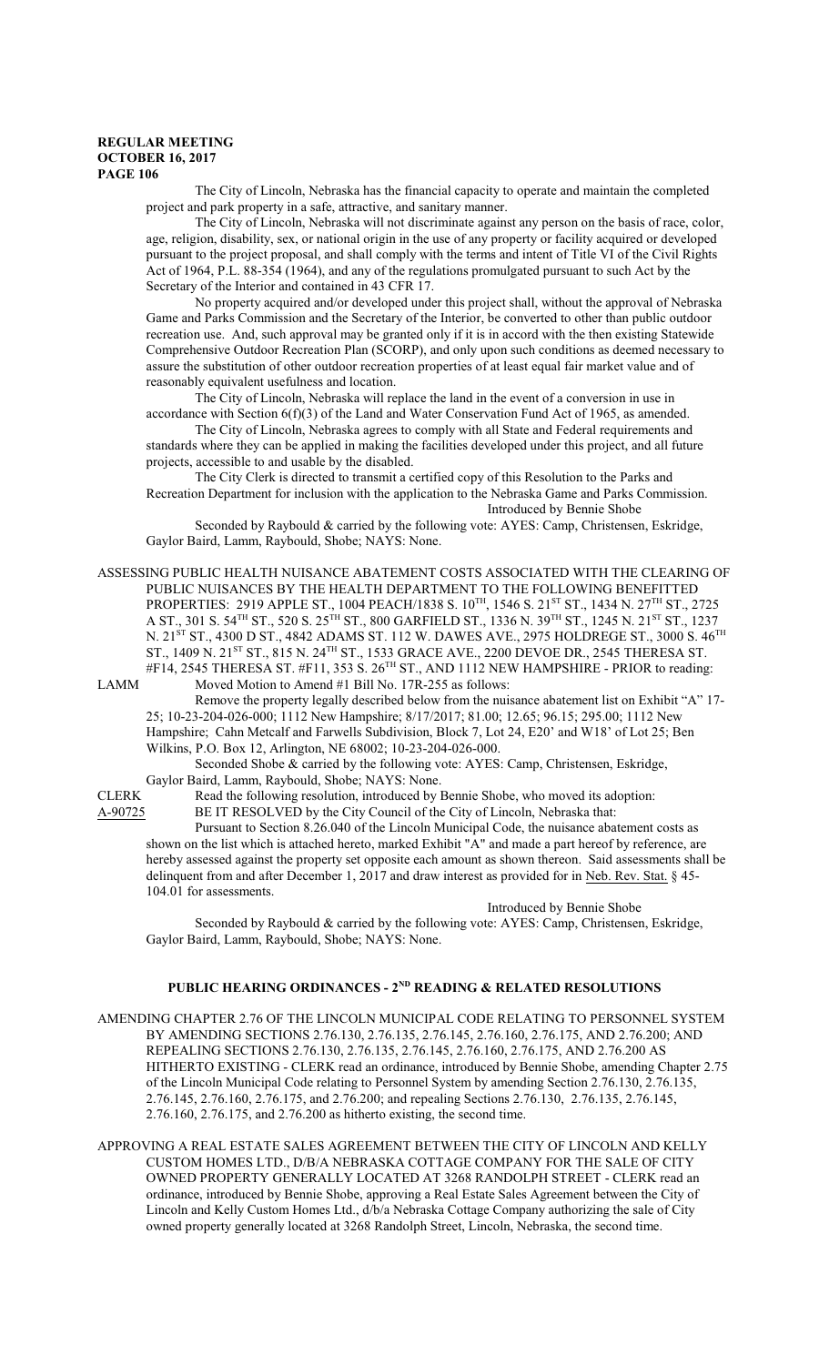The City of Lincoln, Nebraska has the financial capacity to operate and maintain the completed project and park property in a safe, attractive, and sanitary manner.

The City of Lincoln, Nebraska will not discriminate against any person on the basis of race, color, age, religion, disability, sex, or national origin in the use of any property or facility acquired or developed pursuant to the project proposal, and shall comply with the terms and intent of Title VI of the Civil Rights Act of 1964, P.L. 88-354 (1964), and any of the regulations promulgated pursuant to such Act by the Secretary of the Interior and contained in 43 CFR 17.

No property acquired and/or developed under this project shall, without the approval of Nebraska Game and Parks Commission and the Secretary of the Interior, be converted to other than public outdoor recreation use. And, such approval may be granted only if it is in accord with the then existing Statewide Comprehensive Outdoor Recreation Plan (SCORP), and only upon such conditions as deemed necessary to assure the substitution of other outdoor recreation properties of at least equal fair market value and of reasonably equivalent usefulness and location.

The City of Lincoln, Nebraska will replace the land in the event of a conversion in use in accordance with Section 6(f)(3) of the Land and Water Conservation Fund Act of 1965, as amended.

The City of Lincoln, Nebraska agrees to comply with all State and Federal requirements and standards where they can be applied in making the facilities developed under this project, and all future projects, accessible to and usable by the disabled.

The City Clerk is directed to transmit a certified copy of this Resolution to the Parks and Recreation Department for inclusion with the application to the Nebraska Game and Parks Commission.

Introduced by Bennie Shobe

Seconded by Raybould & carried by the following vote: AYES: Camp, Christensen, Eskridge, Gaylor Baird, Lamm, Raybould, Shobe; NAYS: None.

ASSESSING PUBLIC HEALTH NUISANCE ABATEMENT COSTS ASSOCIATED WITH THE CLEARING OF PUBLIC NUISANCES BY THE HEALTH DEPARTMENT TO THE FOLLOWING BENEFITTED PROPERTIES: 2919 APPLE ST., 1004 PEACH/1838 S. 10TH, 1546 S. 21ST ST., 1434 N. 27TH ST., 2725 A ST., 301 S. 54TH ST., 520 S. 25TH ST., 800 GARFIELD ST., 1336 N. 39TH ST., 1245 N. 21ST ST., 1237 N. 21ST ST., 4300 D ST., 4842 ADAMS ST. 112 W. DAWES AVE., 2975 HOLDREGE ST., 3000 S. 46TH ST., 1409 N. 21ST ST., 815 N. 24TH ST., 1533 GRACE AVE., 2200 DEVOE DR., 2545 THERESA ST. #F14, 2545 THERESA ST. #F11, 353 S. 26TH ST., AND 1112 NEW HAMPSHIRE - PRIOR to reading:

LAMM Moved Motion to Amend #1 Bill No. 17R-255 as follows:

Remove the property legally described below from the nuisance abatement list on Exhibit "A" 17-25; 10-23-204-026-000; 1112 New Hampshire; 8/17/2017; 81.00; 12.65; 96.15; 295.00; 1112 New Hampshire; Cahn Metcalf and Farwells Subdivision, Block 7, Lot 24, E20' and W18' of Lot 25; Ben Wilkins, P.O. Box 12, Arlington, NE 68002; 10-23-204-026-000.

Seconded Shobe & carried by the following vote: AYES: Camp, Christensen, Eskridge, Gaylor Baird, Lamm, Raybould, Shobe; NAYS: None.

CLERK Read the following resolution, introduced by Bennie Shobe, who moved its adoption:

A-90725 BE IT RESOLVED by the City Council of the City of Lincoln, Nebraska that:

Pursuant to Section 8.26.040 of the Lincoln Municipal Code, the nuisance abatement costs as shown on the list which is attached hereto, marked Exhibit "A" and made a part hereof by reference, are hereby assessed against the property set opposite each amount as shown thereon. Said assessments shall be delinquent from and after December 1, 2017 and draw interest as provided for in Neb. Rev. Stat. § 45-104.01 for assessments.

Introduced by Bennie Shobe

Seconded by Raybould & carried by the following vote: AYES: Camp, Christensen, Eskridge, Gaylor Baird, Lamm, Raybould, Shobe; NAYS: None.

## PUBLIC HEARING ORDINANCES - 2ND READING & RELATED RESOLUTIONS

AMENDING CHAPTER 2.76 OF THE LINCOLN MUNICIPAL CODE RELATING TO PERSONNEL SYSTEM BY AMENDING SECTIONS 2.76.130, 2.76.135, 2.76.145, 2.76.160, 2.76.175, AND 2.76.200; AND REPEALING SECTIONS 2.76.130, 2.76.135, 2.76.145, 2.76.160, 2.76.175, AND 2.76.200 AS HITHERTO EXISTING - CLERK read an ordinance, introduced by Bennie Shobe, amending Chapter 2.75 of the Lincoln Municipal Code relating to Personnel System by amending Section 2.76.130, 2.76.135, 2.76.145, 2.76.160, 2.76.175, and 2.76.200; and repealing Sections 2.76.130, 2.76.135, 2.76.145, 2.76.160, 2.76.175, and 2.76.200 as hitherto existing, the second time.

APPROVING A REAL ESTATE SALES AGREEMENT BETWEEN THE CITY OF LINCOLN AND KELLY CUSTOM HOMES LTD., D/B/A NEBRASKA COTTAGE COMPANY FOR THE SALE OF CITY OWNED PROPERTY GENERALLY LOCATED AT 3268 RANDOLPH STREET - CLERK read an ordinance, introduced by Bennie Shobe, approving a Real Estate Sales Agreement between the City of Lincoln and Kelly Custom Homes Ltd., d/b/a Nebraska Cottage Company authorizing the sale of City owned property generally located at 3268 Randolph Street, Lincoln, Nebraska, the second time.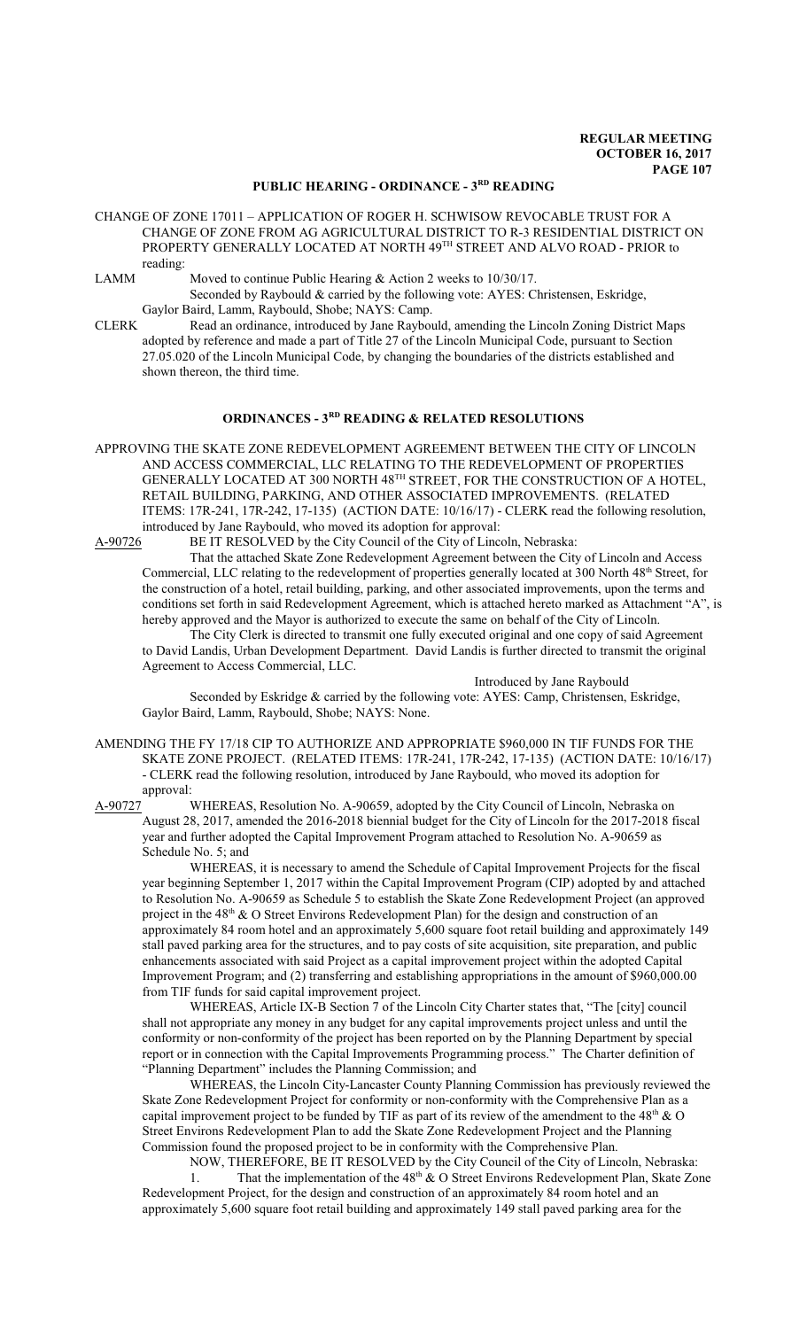## PUBLIC HEARING - ORDINANCE - 3RD READING

CHANGE OF ZONE 17011 – APPLICATION OF ROGER H. SCHWISOW REVOCABLE TRUST FOR A CHANGE OF ZONE FROM AG AGRICULTURAL DISTRICT TO R-3 RESIDENTIAL DISTRICT ON PROPERTY GENERALLY LOCATED AT NORTH 49TH STREET AND ALVO ROAD - PRIOR to reading:

LAMM Moved to continue Public Hearing & Action 2 weeks to 10/30/17.

Seconded by Raybould & carried by the following vote: AYES: Christensen, Eskridge, Gaylor Baird, Lamm, Raybould, Shobe; NAYS: Camp.

CLERK Read an ordinance, introduced by Jane Raybould, amending the Lincoln Zoning District Maps adopted by reference and made a part of Title 27 of the Lincoln Municipal Code, pursuant to Section 27.05.020 of the Lincoln Municipal Code, by changing the boundaries of the districts established and shown thereon, the third time.

## ORDINANCES - 3RD READING & RELATED RESOLUTIONS

APPROVING THE SKATE ZONE REDEVELOPMENT AGREEMENT BETWEEN THE CITY OF LINCOLN AND ACCESS COMMERCIAL, LLC RELATING TO THE REDEVELOPMENT OF PROPERTIES GENERALLY LOCATED AT 300 NORTH 48TH STREET, FOR THE CONSTRUCTION OF A HOTEL, RETAIL BUILDING, PARKING, AND OTHER ASSOCIATED IMPROVEMENTS. (RELATED ITEMS: 17R-241, 17R-242, 17-135) (ACTION DATE: 10/16/17) - CLERK read the following resolution, introduced by Jane Raybould, who moved its adoption for approval:

A-90726 BE IT RESOLVED by the City Council of the City of Lincoln, Nebraska:

That the attached Skate Zone Redevelopment Agreement between the City of Lincoln and Access Commercial, LLC relating to the redevelopment of properties generally located at 300 North 48th Street, for the construction of a hotel, retail building, parking, and other associated improvements, upon the terms and conditions set forth in said Redevelopment Agreement, which is attached hereto marked as Attachment "A", is hereby approved and the Mayor is authorized to execute the same on behalf of the City of Lincoln.

The City Clerk is directed to transmit one fully executed original and one copy of said Agreement to David Landis, Urban Development Department. David Landis is further directed to transmit the original Agreement to Access Commercial, LLC.

Introduced by Jane Raybould

Seconded by Eskridge & carried by the following vote: AYES: Camp, Christensen, Eskridge, Gaylor Baird, Lamm, Raybould, Shobe; NAYS: None.

AMENDING THE FY 17/18 CIP TO AUTHORIZE AND APPROPRIATE $960,000 IN TIF FUNDS FOR THE SKATE ZONE PROJECT. (RELATED ITEMS: 17R-241, 17R-242, 17-135) (ACTION DATE: 10/16/17) - CLERK read the following resolution, introduced by Jane Raybould, who moved its adoption for approval:

A-90727 WHEREAS, Resolution No. A-90659, adopted by the City Council of Lincoln, Nebraska on August 28, 2017, amended the 2016-2018 biennial budget for the City of Lincoln for the 2017-2018 fiscal year and further adopted the Capital Improvement Program attached to Resolution No. A-90659 as Schedule No. 5; and

WHEREAS, it is necessary to amend the Schedule of Capital Improvement Projects for the fiscal year beginning September 1, 2017 within the Capital Improvement Program (CIP) adopted by and attached to Resolution No. A-90659 as Schedule 5 to establish the Skate Zone Redevelopment Project (an approved project in the 48th & O Street Environs Redevelopment Plan) for the design and construction of an approximately 84 room hotel and an approximately 5,600 square foot retail building and approximately 149 stall paved parking area for the structures, and to pay costs of site acquisition, site preparation, and public enhancements associated with said Project as a capital improvement project within the adopted Capital Improvement Program; and (2) transferring and establishing appropriations in the amount of $960,000.00 from TIF funds for said capital improvement project.

WHEREAS, Article IX-B Section 7 of the Lincoln City Charter states that, "The [city] council shall not appropriate any money in any budget for any capital improvements project unless and until the conformity or non-conformity of the project has been reported on by the Planning Department by special report or in connection with the Capital Improvements Programming process." The Charter definition of "Planning Department" includes the Planning Commission; and

WHEREAS, the Lincoln City-Lancaster County Planning Commission has previously reviewed the Skate Zone Redevelopment Project for conformity or non-conformity with the Comprehensive Plan as a capital improvement project to be funded by TIF as part of its review of the amendment to the 48th & O Street Environs Redevelopment Plan to add the Skate Zone Redevelopment Project and the Planning Commission found the proposed project to be in conformity with the Comprehensive Plan.

NOW, THEREFORE, BE IT RESOLVED by the City Council of the City of Lincoln, Nebraska:

1. That the implementation of the 48th & O Street Environs Redevelopment Plan, Skate Zone Redevelopment Project, for the design and construction of an approximately 84 room hotel and an approximately 5,600 square foot retail building and approximately 149 stall paved parking area for the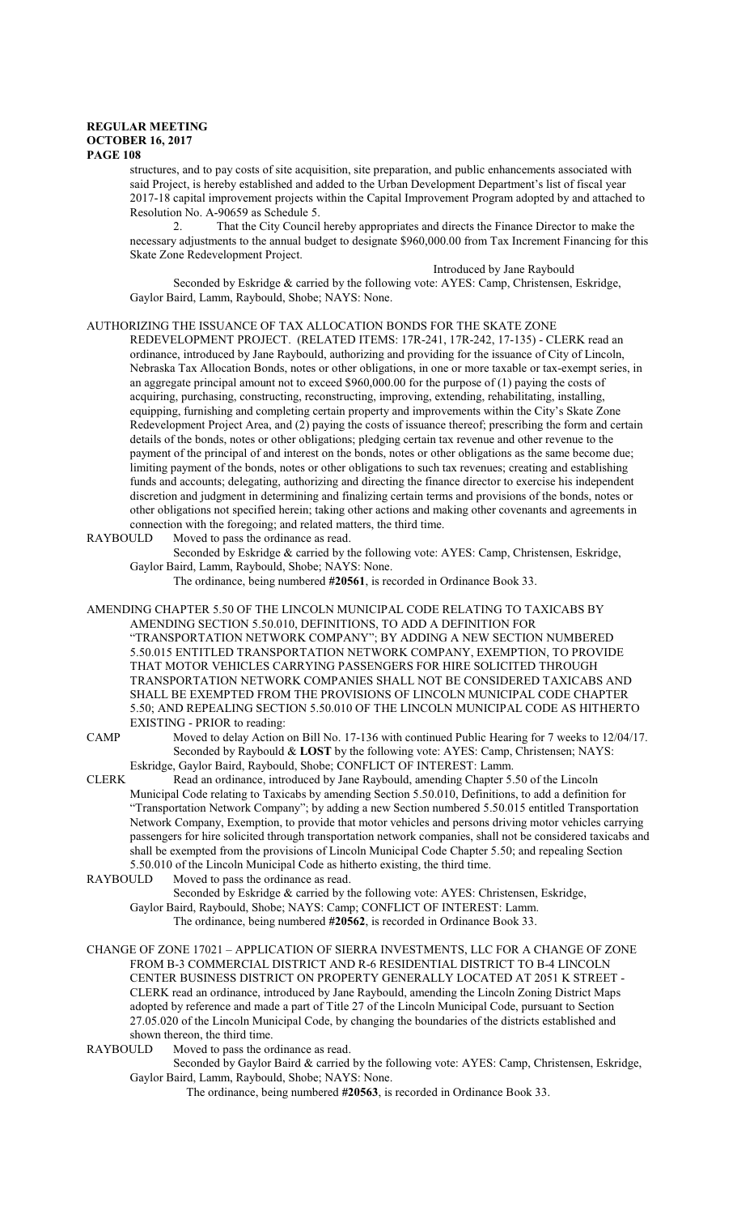structures, and to pay costs of site acquisition, site preparation, and public enhancements associated with said Project, is hereby established and added to the Urban Development Department's list of fiscal year 2017-18 capital improvement projects within the Capital Improvement Program adopted by and attached to Resolution No. A-90659 as Schedule 5.

2. That the City Council hereby appropriates and directs the Finance Director to make the necessary adjustments to the annual budget to designate $960,000.00 from Tax Increment Financing for this Skate Zone Redevelopment Project.

Introduced by Jane Raybould

Seconded by Eskridge & carried by the following vote: AYES: Camp, Christensen, Eskridge, Gaylor Baird, Lamm, Raybould, Shobe; NAYS: None.

AUTHORIZING THE ISSUANCE OF TAX ALLOCATION BONDS FOR THE SKATE ZONE REDEVELOPMENT PROJECT. (RELATED ITEMS: 17R-241, 17R-242, 17-135) - CLERK read an ordinance, introduced by Jane Raybould, authorizing and providing for the issuance of City of Lincoln, Nebraska Tax Allocation Bonds, notes or other obligations, in one or more taxable or tax-exempt series, in an aggregate principal amount not to exceed $960,000.00 for the purpose of (1) paying the costs of acquiring, purchasing, constructing, reconstructing, improving, extending, rehabilitating, installing, equipping, furnishing and completing certain property and improvements within the City's Skate Zone Redevelopment Project Area, and (2) paying the costs of issuance thereof; prescribing the form and certain details of the bonds, notes or other obligations; pledging certain tax revenue and other revenue to the payment of the principal of and interest on the bonds, notes or other obligations as the same become due; limiting payment of the bonds, notes or other obligations to such tax revenues; creating and establishing funds and accounts; delegating, authorizing and directing the finance director to exercise his independent discretion and judgment in determining and finalizing certain terms and provisions of the bonds, notes or other obligations not specified herein; taking other actions and making other covenants and agreements in connection with the foregoing; and related matters, the third time.

RAYBOULD Moved to pass the ordinance as read.

Seconded by Eskridge & carried by the following vote: AYES: Camp, Christensen, Eskridge, Gaylor Baird, Lamm, Raybould, Shobe; NAYS: None.

The ordinance, being numbered **#20561**, is recorded in Ordinance Book 33.

AMENDING CHAPTER 5.50 OF THE LINCOLN MUNICIPAL CODE RELATING TO TAXICABS BY AMENDING SECTION 5.50.010, DEFINITIONS, TO ADD A DEFINITION FOR "TRANSPORTATION NETWORK COMPANY"; BY ADDING A NEW SECTION NUMBERED 5.50.015 ENTITLED TRANSPORTATION NETWORK COMPANY, EXEMPTION, TO PROVIDE THAT MOTOR VEHICLES CARRYING PASSENGERS FOR HIRE SOLICITED THROUGH TRANSPORTATION NETWORK COMPANIES SHALL NOT BE CONSIDERED TAXICABS AND SHALL BE EXEMPTED FROM THE PROVISIONS OF LINCOLN MUNICIPAL CODE CHAPTER 5.50; AND REPEALING SECTION 5.50.010 OF THE LINCOLN MUNICIPAL CODE AS HITHERTO EXISTING - PRIOR to reading:

CAMP Moved to delay Action on Bill No. 17-136 with continued Public Hearing for 7 weeks to 12/04/17.

Seconded by Raybould & **LOST** by the following vote: AYES: Camp, Christensen; NAYS: Eskridge, Gaylor Baird, Raybould, Shobe; CONFLICT OF INTEREST: Lamm.

CLERK Read an ordinance, introduced by Jane Raybould, amending Chapter 5.50 of the Lincoln Municipal Code relating to Taxicabs by amending Section 5.50.010, Definitions, to add a definition for "Transportation Network Company"; by adding a new Section numbered 5.50.015 entitled Transportation Network Company, Exemption, to provide that motor vehicles and persons driving motor vehicles carrying passengers for hire solicited through transportation network companies, shall not be considered taxicabs and shall be exempted from the provisions of Lincoln Municipal Code Chapter 5.50; and repealing Section 5.50.010 of the Lincoln Municipal Code as hitherto existing, the third time.

RAYBOULD Moved to pass the ordinance as read.

Seconded by Eskridge & carried by the following vote: AYES: Christensen, Eskridge, Gaylor Baird, Raybould, Shobe; NAYS: Camp; CONFLICT OF INTEREST: Lamm.

The ordinance, being numbered **#20562**, is recorded in Ordinance Book 33.

CHANGE OF ZONE 17021 – APPLICATION OF SIERRA INVESTMENTS, LLC FOR A CHANGE OF ZONE FROM B-3 COMMERCIAL DISTRICT AND R-6 RESIDENTIAL DISTRICT TO B-4 LINCOLN CENTER BUSINESS DISTRICT ON PROPERTY GENERALLY LOCATED AT 2051 K STREET - CLERK read an ordinance, introduced by Jane Raybould, amending the Lincoln Zoning District Maps adopted by reference and made a part of Title 27 of the Lincoln Municipal Code, pursuant to Section 27.05.020 of the Lincoln Municipal Code, by changing the boundaries of the districts established and shown thereon, the third time.

RAYBOULD Moved to pass the ordinance as read.

Seconded by Gaylor Baird & carried by the following vote: AYES: Camp, Christensen, Eskridge, Gaylor Baird, Lamm, Raybould, Shobe; NAYS: None.

The ordinance, being numbered **#20563**, is recorded in Ordinance Book 33.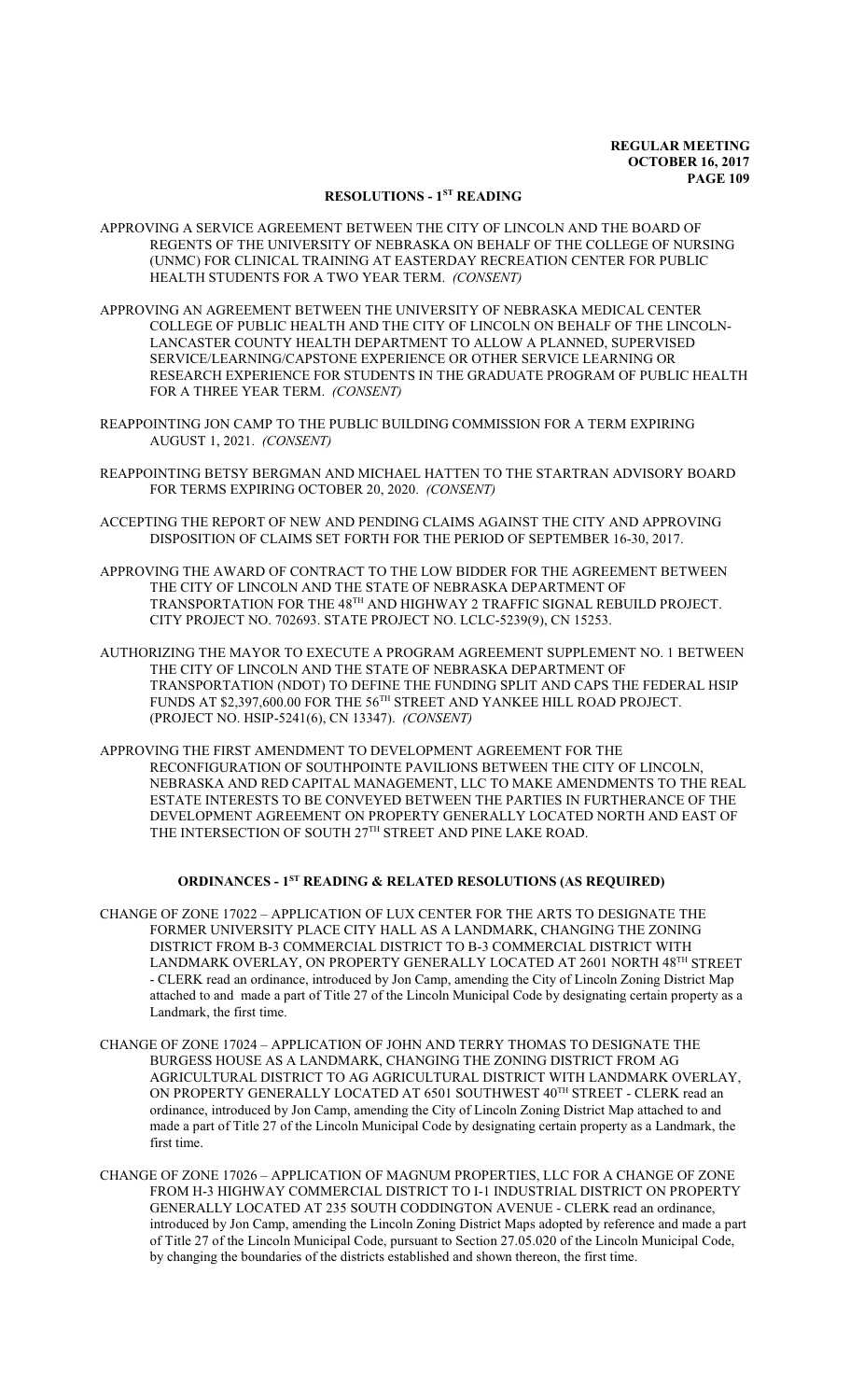## RESOLUTIONS - 1ST READING

APPROVING A SERVICE AGREEMENT BETWEEN THE CITY OF LINCOLN AND THE BOARD OF REGENTS OF THE UNIVERSITY OF NEBRASKA ON BEHALF OF THE COLLEGE OF NURSING (UNMC) FOR CLINICAL TRAINING AT EASTERDAY RECREATION CENTER FOR PUBLIC HEALTH STUDENTS FOR A TWO YEAR TERM. *(CONSENT)*

APPROVING AN AGREEMENT BETWEEN THE UNIVERSITY OF NEBRASKA MEDICAL CENTER COLLEGE OF PUBLIC HEALTH AND THE CITY OF LINCOLN ON BEHALF OF THE LINCOLN-LANCASTER COUNTY HEALTH DEPARTMENT TO ALLOW A PLANNED, SUPERVISED SERVICE/LEARNING/CAPSTONE EXPERIENCE OR OTHER SERVICE LEARNING OR RESEARCH EXPERIENCE FOR STUDENTS IN THE GRADUATE PROGRAM OF PUBLIC HEALTH FOR A THREE YEAR TERM. *(CONSENT)*

REAPPOINTING JON CAMP TO THE PUBLIC BUILDING COMMISSION FOR A TERM EXPIRING AUGUST 1, 2021. *(CONSENT)*

REAPPOINTING BETSY BERGMAN AND MICHAEL HATTEN TO THE STARTRAN ADVISORY BOARD FOR TERMS EXPIRING OCTOBER 20, 2020. *(CONSENT)*

ACCEPTING THE REPORT OF NEW AND PENDING CLAIMS AGAINST THE CITY AND APPROVING DISPOSITION OF CLAIMS SET FORTH FOR THE PERIOD OF SEPTEMBER 16-30, 2017.

APPROVING THE AWARD OF CONTRACT TO THE LOW BIDDER FOR THE AGREEMENT BETWEEN THE CITY OF LINCOLN AND THE STATE OF NEBRASKA DEPARTMENT OF TRANSPORTATION FOR THE 48TH AND HIGHWAY 2 TRAFFIC SIGNAL REBUILD PROJECT. CITY PROJECT NO. 702693. STATE PROJECT NO. LCLC-5239(9), CN 15253.

AUTHORIZING THE MAYOR TO EXECUTE A PROGRAM AGREEMENT SUPPLEMENT NO. 1 BETWEEN THE CITY OF LINCOLN AND THE STATE OF NEBRASKA DEPARTMENT OF TRANSPORTATION (NDOT) TO DEFINE THE FUNDING SPLIT AND CAPS THE FEDERAL HSIP FUNDS AT $2,397,600.00 FOR THE 56TH STREET AND YANKEE HILL ROAD PROJECT. (PROJECT NO. HSIP-5241(6), CN 13347). *(CONSENT)*

APPROVING THE FIRST AMENDMENT TO DEVELOPMENT AGREEMENT FOR THE RECONFIGURATION OF SOUTHPOINTE PAVILIONS BETWEEN THE CITY OF LINCOLN, NEBRASKA AND RED CAPITAL MANAGEMENT, LLC TO MAKE AMENDMENTS TO THE REAL ESTATE INTERESTS TO BE CONVEYED BETWEEN THE PARTIES IN FURTHERANCE OF THE DEVELOPMENT AGREEMENT ON PROPERTY GENERALLY LOCATED NORTH AND EAST OF THE INTERSECTION OF SOUTH 27TH STREET AND PINE LAKE ROAD.

## ORDINANCES - 1ST READING & RELATED RESOLUTIONS (AS REQUIRED)

CHANGE OF ZONE 17022 – APPLICATION OF LUX CENTER FOR THE ARTS TO DESIGNATE THE FORMER UNIVERSITY PLACE CITY HALL AS A LANDMARK, CHANGING THE ZONING DISTRICT FROM B-3 COMMERCIAL DISTRICT TO B-3 COMMERCIAL DISTRICT WITH LANDMARK OVERLAY, ON PROPERTY GENERALLY LOCATED AT 2601 NORTH 48TH STREET - CLERK read an ordinance, introduced by Jon Camp, amending the City of Lincoln Zoning District Map attached to and made a part of Title 27 of the Lincoln Municipal Code by designating certain property as a Landmark, the first time.

CHANGE OF ZONE 17024 – APPLICATION OF JOHN AND TERRY THOMAS TO DESIGNATE THE BURGESS HOUSE AS A LANDMARK, CHANGING THE ZONING DISTRICT FROM AG AGRICULTURAL DISTRICT TO AG AGRICULTURAL DISTRICT WITH LANDMARK OVERLAY, ON PROPERTY GENERALLY LOCATED AT 6501 SOUTHWEST 40TH STREET - CLERK read an ordinance, introduced by Jon Camp, amending the City of Lincoln Zoning District Map attached to and made a part of Title 27 of the Lincoln Municipal Code by designating certain property as a Landmark, the first time.

CHANGE OF ZONE 17026 – APPLICATION OF MAGNUM PROPERTIES, LLC FOR A CHANGE OF ZONE FROM H-3 HIGHWAY COMMERCIAL DISTRICT TO I-1 INDUSTRIAL DISTRICT ON PROPERTY GENERALLY LOCATED AT 235 SOUTH CODDINGTON AVENUE - CLERK read an ordinance, introduced by Jon Camp, amending the Lincoln Zoning District Maps adopted by reference and made a part of Title 27 of the Lincoln Municipal Code, pursuant to Section 27.05.020 of the Lincoln Municipal Code, by changing the boundaries of the districts established and shown thereon, the first time.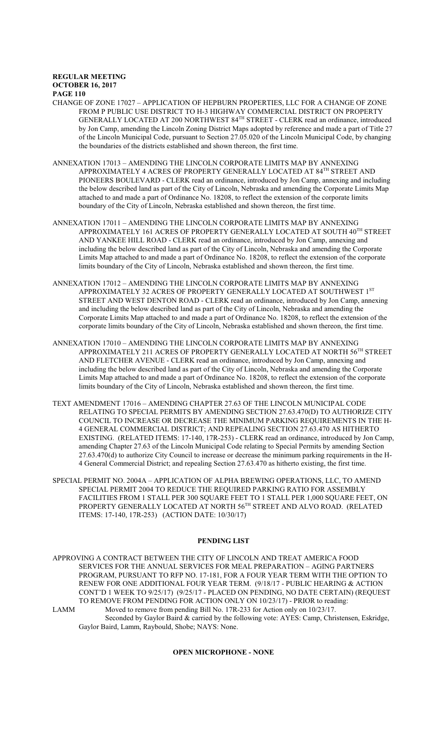CHANGE OF ZONE 17027 – APPLICATION OF HEPBURN PROPERTIES, LLC FOR A CHANGE OF ZONE FROM P PUBLIC USE DISTRICT TO H-3 HIGHWAY COMMERCIAL DISTRICT ON PROPERTY GENERALLY LOCATED AT 200 NORTHWEST 84TH STREET - CLERK read an ordinance, introduced by Jon Camp, amending the Lincoln Zoning District Maps adopted by reference and made a part of Title 27 of the Lincoln Municipal Code, pursuant to Section 27.05.020 of the Lincoln Municipal Code, by changing the boundaries of the districts established and shown thereon, the first time.

ANNEXATION 17013 – AMENDING THE LINCOLN CORPORATE LIMITS MAP BY ANNEXING APPROXIMATELY 4 ACRES OF PROPERTY GENERALLY LOCATED AT 84TH STREET AND PIONEERS BOULEVARD - CLERK read an ordinance, introduced by Jon Camp, annexing and including the below described land as part of the City of Lincoln, Nebraska and amending the Corporate Limits Map attached to and made a part of Ordinance No. 18208, to reflect the extension of the corporate limits boundary of the City of Lincoln, Nebraska established and shown thereon, the first time.

ANNEXATION 17011 – AMENDING THE LINCOLN CORPORATE LIMITS MAP BY ANNEXING APPROXIMATELY 161 ACRES OF PROPERTY GENERALLY LOCATED AT SOUTH 40TH STREET AND YANKEE HILL ROAD - CLERK read an ordinance, introduced by Jon Camp, annexing and including the below described land as part of the City of Lincoln, Nebraska and amending the Corporate Limits Map attached to and made a part of Ordinance No. 18208, to reflect the extension of the corporate limits boundary of the City of Lincoln, Nebraska established and shown thereon, the first time.

ANNEXATION 17012 – AMENDING THE LINCOLN CORPORATE LIMITS MAP BY ANNEXING APPROXIMATELY 32 ACRES OF PROPERTY GENERALLY LOCATED AT SOUTHWEST 1ST STREET AND WEST DENTON ROAD - CLERK read an ordinance, introduced by Jon Camp, annexing and including the below described land as part of the City of Lincoln, Nebraska and amending the Corporate Limits Map attached to and made a part of Ordinance No. 18208, to reflect the extension of the corporate limits boundary of the City of Lincoln, Nebraska established and shown thereon, the first time.

ANNEXATION 17010 – AMENDING THE LINCOLN CORPORATE LIMITS MAP BY ANNEXING APPROXIMATELY 211 ACRES OF PROPERTY GENERALLY LOCATED AT NORTH 56TH STREET AND FLETCHER AVENUE - CLERK read an ordinance, introduced by Jon Camp, annexing and including the below described land as part of the City of Lincoln, Nebraska and amending the Corporate Limits Map attached to and made a part of Ordinance No. 18208, to reflect the extension of the corporate limits boundary of the City of Lincoln, Nebraska established and shown thereon, the first time.

TEXT AMENDMENT 17016 – AMENDING CHAPTER 27.63 OF THE LINCOLN MUNICIPAL CODE RELATING TO SPECIAL PERMITS BY AMENDING SECTION 27.63.470(D) TO AUTHORIZE CITY COUNCIL TO INCREASE OR DECREASE THE MINIMUM PARKING REQUIREMENTS IN THE H-4 GENERAL COMMERCIAL DISTRICT; AND REPEALING SECTION 27.63.470 AS HITHERTO EXISTING. (RELATED ITEMS: 17-140, 17R-253) - CLERK read an ordinance, introduced by Jon Camp, amending Chapter 27.63 of the Lincoln Municipal Code relating to Special Permits by amending Section 27.63.470(d) to authorize City Council to increase or decrease the minimum parking requirements in the H-4 General Commercial District; and repealing Section 27.63.470 as hitherto existing, the first time.

SPECIAL PERMIT NO. 2004A – APPLICATION OF ALPHA BREWING OPERATIONS, LLC, TO AMEND SPECIAL PERMIT 2004 TO REDUCE THE REQUIRED PARKING RATIO FOR ASSEMBLY FACILITIES FROM 1 STALL PER 300 SQUARE FEET TO 1 STALL PER 1,000 SQUARE FEET, ON PROPERTY GENERALLY LOCATED AT NORTH 56TH STREET AND ALVO ROAD. (RELATED ITEMS: 17-140, 17R-253) (ACTION DATE: 10/30/17)

## PENDING LIST

APPROVING A CONTRACT BETWEEN THE CITY OF LINCOLN AND TREAT AMERICA FOOD SERVICES FOR THE ANNUAL SERVICES FOR MEAL PREPARATION – AGING PARTNERS PROGRAM, PURSUANT TO RFP NO. 17-181, FOR A FOUR YEAR TERM WITH THE OPTION TO RENEW FOR ONE ADDITIONAL FOUR YEAR TERM. (9/18/17 - PUBLIC HEARING & ACTION CONT'D 1 WEEK TO 9/25/17) (9/25/17 - PLACED ON PENDING, NO DATE CERTAIN) (REQUEST TO REMOVE FROM PENDING FOR ACTION ONLY ON 10/23/17) - PRIOR to reading:

LAMM Moved to remove from pending Bill No. 17R-233 for Action only on 10/23/17.
Seconded by Gaylor Baird & carried by the following vote: AYES: Camp, Christensen, Eskridge, Gaylor Baird, Lamm, Raybould, Shobe; NAYS: None.

## OPEN MICROPHONE - NONE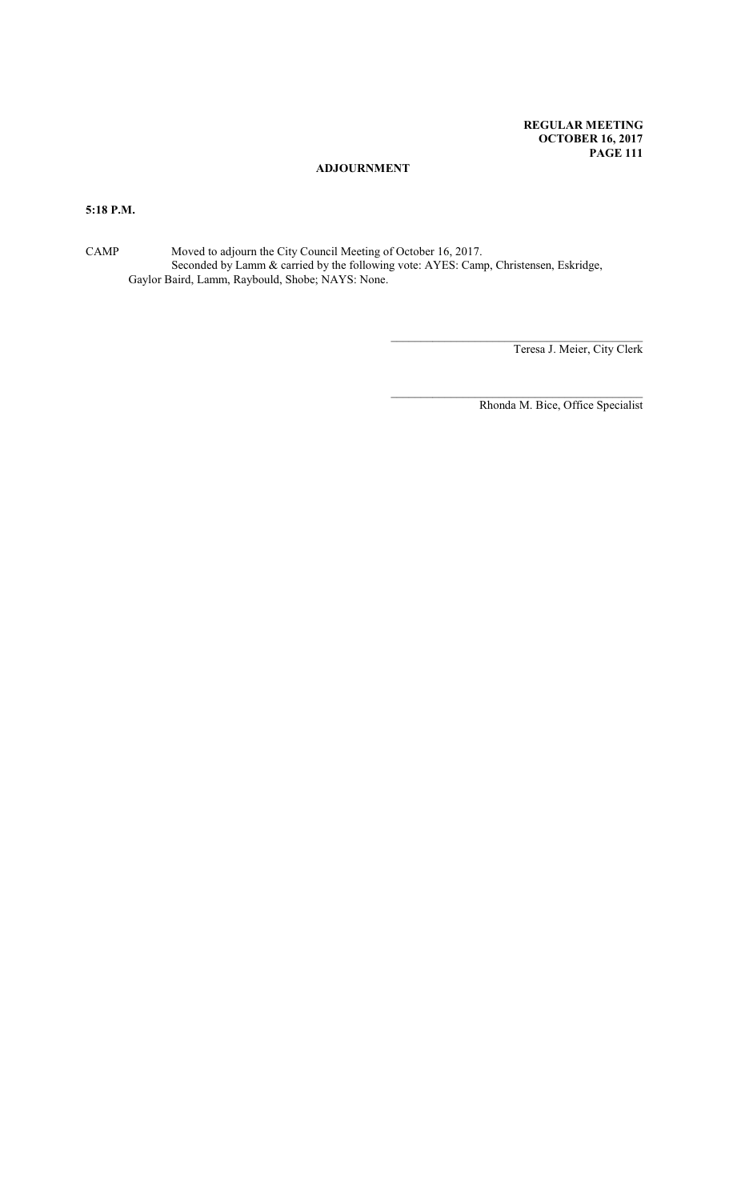## ADJOURNMENT

**5:18 P.M.**

CAMP Moved to adjourn the City Council Meeting of October 16, 2017.
Seconded by Lamm & carried by the following vote: AYES: Camp, Christensen, Eskridge, Gaylor Baird, Lamm, Raybould, Shobe; NAYS: None.

\_\_\_\_\_\_\_\_\_\_\_\_\_\_\_\_\_\_\_\_\_\_\_\_\_\_\_\_\_\_\_\_\_\_\_\_\_\_\_\_\_\_
Teresa J. Meier, City Clerk

\_\_\_\_\_\_\_\_\_\_\_\_\_\_\_\_\_\_\_\_\_\_\_\_\_\_\_\_\_\_\_\_\_\_\_\_\_\_\_\_\_\_
Rhonda M. Bice, Office Specialist